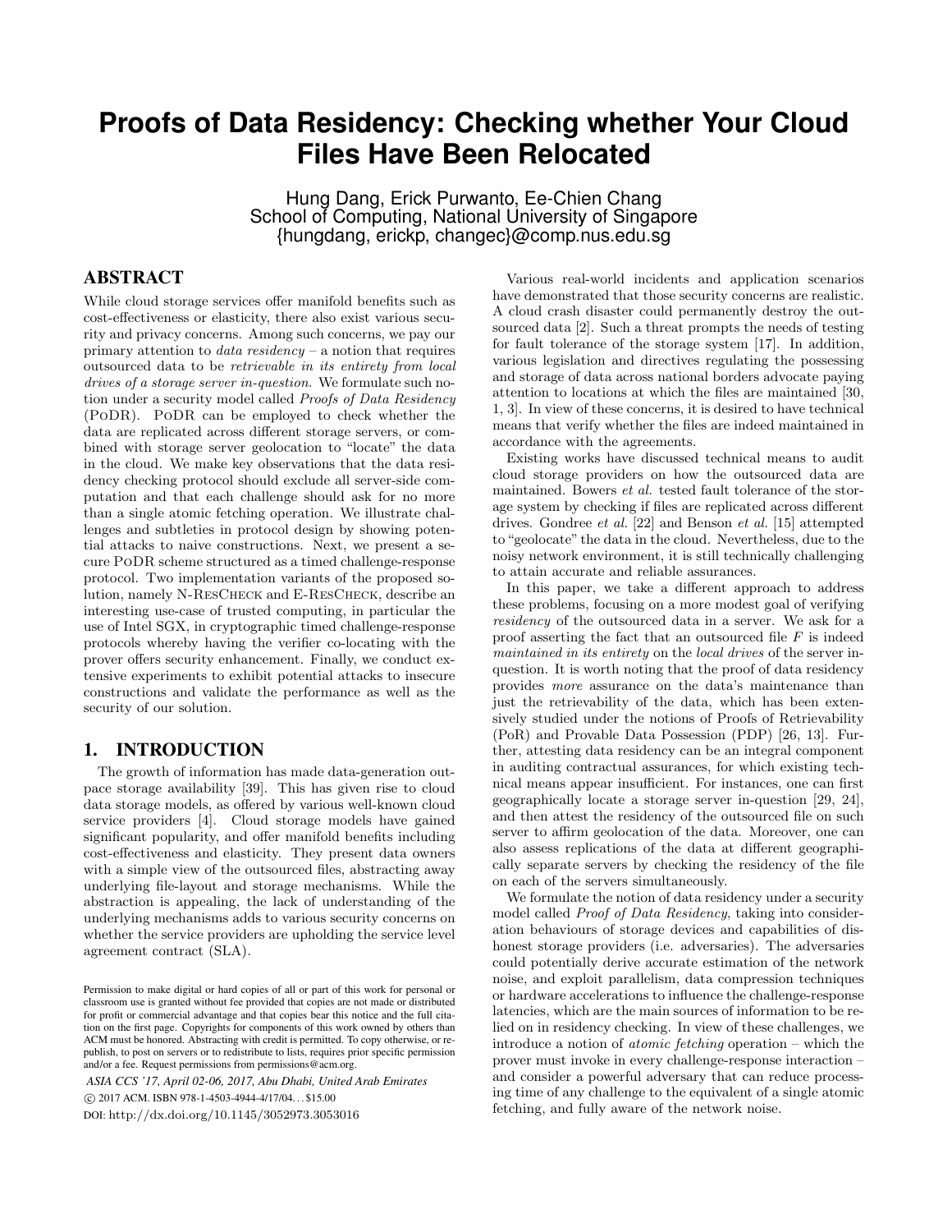# Proofs of Data Residency: Checking whether Your Cloud Files Have Been Relocated

Hung Dang, Erick Purwanto, Ee-Chien Chang
School of Computing, National University of Singapore
{hungdang, erickp, changec}@comp.nus.edu.sg

## ABSTRACT

While cloud storage services offer manifold benefits such as cost-effectiveness or elasticity, there also exist various security and privacy concerns. Among such concerns, we pay our primary attention to *data residency* – a notion that requires outsourced data to be *retrievable in its entirety from local drives of a storage server in-question.* We formulate such notion under a security model called *Proofs of Data Residency* (PoDR). PoDR can be employed to check whether the data are replicated across different storage servers, or combined with storage server geolocation to "locate" the data in the cloud. We make key observations that the data residency checking protocol should exclude all server-side computation and that each challenge should ask for no more than a single atomic fetching operation. We illustrate challenges and subtleties in protocol design by showing potential attacks to naive constructions. Next, we present a secure PoDR scheme structured as a timed challenge-response protocol. Two implementation variants of the proposed solution, namely N-ResCheck and E-ResCheck, describe an interesting use-case of trusted computing, in particular the use of Intel SGX, in cryptographic timed challenge-response protocols whereby having the verifier co-locating with the prover offers security enhancement. Finally, we conduct extensive experiments to exhibit potential attacks to insecure constructions and validate the performance as well as the security of our solution.

## 1. INTRODUCTION

The growth of information has made data-generation outpace storage availability [39]. This has given rise to cloud data storage models, as offered by various well-known cloud service providers [4]. Cloud storage models have gained significant popularity, and offer manifold benefits including cost-effectiveness and elasticity. They present data owners with a simple view of the outsourced files, abstracting away underlying file-layout and storage mechanisms. While the abstraction is appealing, the lack of understanding of the underlying mechanisms adds to various security concerns on whether the service providers are upholding the service level agreement contract (SLA).

Permission to make digital or hard copies of all or part of this work for personal or classroom use is granted without fee provided that copies are not made or distributed for profit or commercial advantage and that copies bear this notice and the full citation on the first page. Copyrights for components of this work owned by others than ACM must be honored. Abstracting with credit is permitted. To copy otherwise, or republish, to post on servers or to redistribute to lists, requires prior specific permission and/or a fee. Request permissions from permissions@acm.org.

*ASIA CCS '17, April 02-06, 2017, Abu Dhabi, United Arab Emirates*
© 2017 ACM. ISBN 978-1-4503-4944-4/17/04…$15.00
DOI: http://dx.doi.org/10.1145/3052973.3053016

Various real-world incidents and application scenarios have demonstrated that those security concerns are realistic. A cloud crash disaster could permanently destroy the outsourced data [2]. Such a threat prompts the needs of testing for fault tolerance of the storage system [17]. In addition, various legislation and directives regulating the possessing and storage of data across national borders advocate paying attention to locations at which the files are maintained [30, 1, 3]. In view of these concerns, it is desired to have technical means that verify whether the files are indeed maintained in accordance with the agreements.

Existing works have discussed technical means to audit cloud storage providers on how the outsourced data are maintained. Bowers *et al.* tested fault tolerance of the storage system by checking if files are replicated across different drives. Gondree *et al.* [22] and Benson *et al.* [15] attempted to "geolocate" the data in the cloud. Nevertheless, due to the noisy network environment, it is still technically challenging to attain accurate and reliable assurances.

In this paper, we take a different approach to address these problems, focusing on a more modest goal of verifying *residency* of the outsourced data in a server. We ask for a proof asserting the fact that an outsourced file $F$ is indeed *maintained in its entirety* on the *local drives* of the server in-question. It is worth noting that the proof of data residency provides *more* assurance on the data's maintenance than just the retrievability of the data, which has been extensively studied under the notions of Proofs of Retrievability (PoR) and Provable Data Possession (PDP) [26, 13]. Further, attesting data residency can be an integral component in auditing contractual assurances, for which existing technical means appear insufficient. For instances, one can first geographically locate a storage server in-question [29, 24], and then attest the residency of the outsourced file on such server to affirm geolocation of the data. Moreover, one can also assess replications of the data at different geographically separate servers by checking the residency of the file on each of the servers simultaneously.

We formulate the notion of data residency under a security model called *Proof of Data Residency*, taking into consideration behaviours of storage devices and capabilities of dishonest storage providers (i.e. adversaries). The adversaries could potentially derive accurate estimation of the network noise, and exploit parallelism, data compression techniques or hardware accelerations to influence the challenge-response latencies, which are the main sources of information to be relied on in residency checking. In view of these challenges, we introduce a notion of *atomic fetching* operation – which the prover must invoke in every challenge-response interaction – and consider a powerful adversary that can reduce processing time of any challenge to the equivalent of a single atomic fetching, and fully aware of the network noise.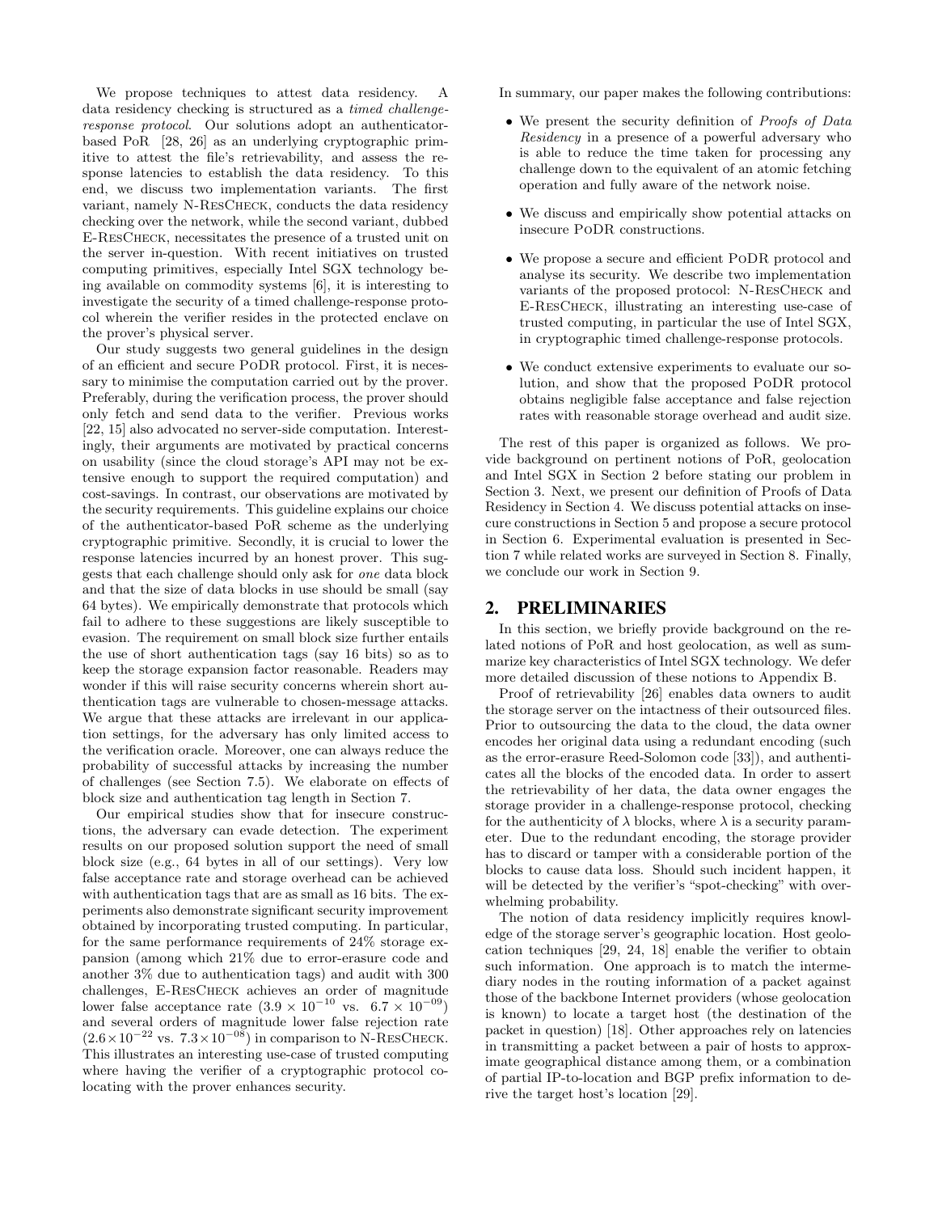We propose techniques to attest data residency. A data residency checking is structured as a *timed challenge-response protocol*. Our solutions adopt an authenticator-based PoR [28, 26] as an underlying cryptographic primitive to attest the file's retrievability, and assess the response latencies to establish the data residency. To this end, we discuss two implementation variants. The first variant, namely N-ResCheck, conducts the data residency checking over the network, while the second variant, dubbed E-ResCheck, necessitates the presence of a trusted unit on the server in-question. With recent initiatives on trusted computing primitives, especially Intel SGX technology being available on commodity systems [6], it is interesting to investigate the security of a timed challenge-response protocol wherein the verifier resides in the protected enclave on the prover's physical server.

Our study suggests two general guidelines in the design of an efficient and secure PoDR protocol. First, it is necessary to minimise the computation carried out by the prover. Preferably, during the verification process, the prover should only fetch and send data to the verifier. Previous works [22, 15] also advocated no server-side computation. Interestingly, their arguments are motivated by practical concerns on usability (since the cloud storage's API may not be extensive enough to support the required computation) and cost-savings. In contrast, our observations are motivated by the security requirements. This guideline explains our choice of the authenticator-based PoR scheme as the underlying cryptographic primitive. Secondly, it is crucial to lower the response latencies incurred by an honest prover. This suggests that each challenge should only ask for *one* data block and that the size of data blocks in use should be small (say 64 bytes). We empirically demonstrate that protocols which fail to adhere to these suggestions are likely susceptible to evasion. The requirement on small block size further entails the use of short authentication tags (say 16 bits) so as to keep the storage expansion factor reasonable. Readers may wonder if this will raise security concerns wherein short authentication tags are vulnerable to chosen-message attacks. We argue that these attacks are irrelevant in our application settings, for the adversary has only limited access to the verification oracle. Moreover, one can always reduce the probability of successful attacks by increasing the number of challenges (see Section 7.5). We elaborate on effects of block size and authentication tag length in Section 7.

Our empirical studies show that for insecure constructions, the adversary can evade detection. The experiment results on our proposed solution support the need of small block size (e.g., 64 bytes in all of our settings). Very low false acceptance rate and storage overhead can be achieved with authentication tags that are as small as 16 bits. The experiments also demonstrate significant security improvement obtained by incorporating trusted computing. In particular, for the same performance requirements of 24% storage expansion (among which 21% due to error-erasure code and another 3% due to authentication tags) and audit with 300 challenges, E-ResCheck achieves an order of magnitude lower false acceptance rate ($3.9 \times 10^{-10}$ vs. $6.7 \times 10^{-09}$) and several orders of magnitude lower false rejection rate ($2.6 \times 10^{-22}$ vs. $7.3 \times 10^{-08}$) in comparison to N-ResCheck. This illustrates an interesting use-case of trusted computing where having the verifier of a cryptographic protocol co-locating with the prover enhances security.

In summary, our paper makes the following contributions:

- We present the security definition of *Proofs of Data Residency* in a presence of a powerful adversary who is able to reduce the time taken for processing any challenge down to the equivalent of an atomic fetching operation and fully aware of the network noise.
- We discuss and empirically show potential attacks on insecure PoDR constructions.
- We propose a secure and efficient PoDR protocol and analyse its security. We describe two implementation variants of the proposed protocol: N-ResCheck and E-ResCheck, illustrating an interesting use-case of trusted computing, in particular the use of Intel SGX, in cryptographic timed challenge-response protocols.
- We conduct extensive experiments to evaluate our solution, and show that the proposed PoDR protocol obtains negligible false acceptance and false rejection rates with reasonable storage overhead and audit size.

The rest of this paper is organized as follows. We provide background on pertinent notions of PoR, geolocation and Intel SGX in Section 2 before stating our problem in Section 3. Next, we present our definition of Proofs of Data Residency in Section 4. We discuss potential attacks on insecure constructions in Section 5 and propose a secure protocol in Section 6. Experimental evaluation is presented in Section 7 while related works are surveyed in Section 8. Finally, we conclude our work in Section 9.

## 2. PRELIMINARIES

In this section, we briefly provide background on the related notions of PoR and host geolocation, as well as summarize key characteristics of Intel SGX technology. We defer more detailed discussion of these notions to Appendix B.

Proof of retrievability [26] enables data owners to audit the storage server on the intactness of their outsourced files. Prior to outsourcing the data to the cloud, the data owner encodes her original data using a redundant encoding (such as the error-erasure Reed-Solomon code [33]), and authenticates all the blocks of the encoded data. In order to assert the retrievability of her data, the data owner engages the storage provider in a challenge-response protocol, checking for the authenticity of $\lambda$ blocks, where $\lambda$ is a security parameter. Due to the redundant encoding, the storage provider has to discard or tamper with a considerable portion of the blocks to cause data loss. Should such incident happen, it will be detected by the verifier's "spot-checking" with overwhelming probability.

The notion of data residency implicitly requires knowledge of the storage server's geographic location. Host geolocation techniques [29, 24, 18] enable the verifier to obtain such information. One approach is to match the intermediary nodes in the routing information of a packet against those of the backbone Internet providers (whose geolocation is known) to locate a target host (the destination of the packet in question) [18]. Other approaches rely on latencies in transmitting a packet between a pair of hosts to approximate geographical distance among them, or a combination of partial IP-to-location and BGP prefix information to derive the target host's location [29].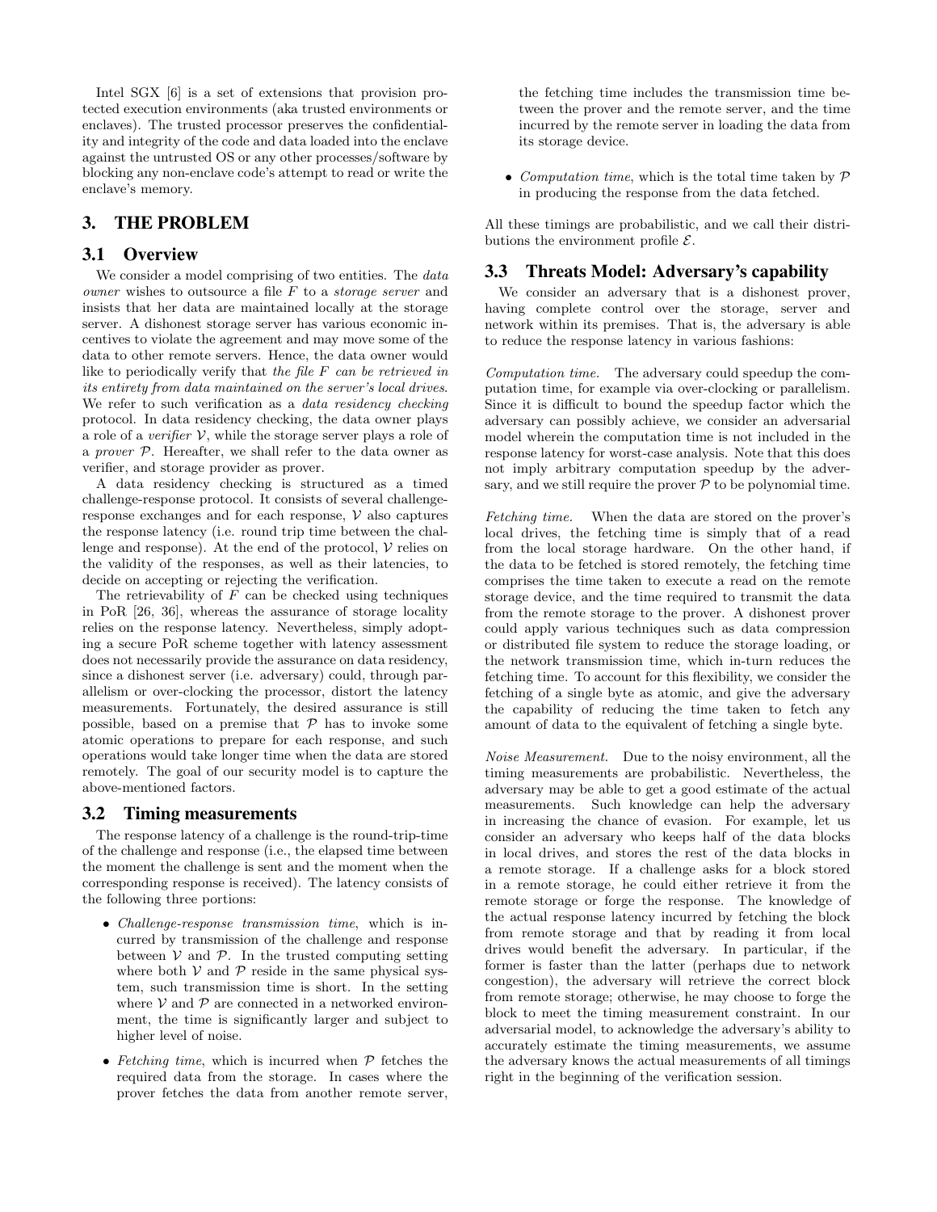Intel SGX [6] is a set of extensions that provision protected execution environments (aka trusted environments or enclaves). The trusted processor preserves the confidentiality and integrity of the code and data loaded into the enclave against the untrusted OS or any other processes/software by blocking any non-enclave code's attempt to read or write the enclave's memory.

# 3. THE PROBLEM

## 3.1 Overview

We consider a model comprising of two entities. The *data owner* wishes to outsource a file $F$ to a *storage server* and insists that her data are maintained locally at the storage server. A dishonest storage server has various economic incentives to violate the agreement and may move some of the data to other remote servers. Hence, the data owner would like to periodically verify that *the file $F$ can be retrieved in its entirety from data maintained on the server's local drives*. We refer to such verification as a *data residency checking* protocol. In data residency checking, the data owner plays a role of a *verifier* $\mathcal{V}$, while the storage server plays a role of a *prover* $\mathcal{P}$. Hereafter, we shall refer to the data owner as verifier, and storage provider as prover.

A data residency checking is structured as a timed challenge-response protocol. It consists of several challenge-response exchanges and for each response, $\mathcal{V}$ also captures the response latency (i.e. round trip time between the challenge and response). At the end of the protocol, $\mathcal{V}$ relies on the validity of the responses, as well as their latencies, to decide on accepting or rejecting the verification.

The retrievability of $F$ can be checked using techniques in PoR [26, 36], whereas the assurance of storage locality relies on the response latency. Nevertheless, simply adopting a secure PoR scheme together with latency assessment does not necessarily provide the assurance on data residency, since a dishonest server (i.e. adversary) could, through parallelism or over-clocking the processor, distort the latency measurements. Fortunately, the desired assurance is still possible, based on a premise that $\mathcal{P}$ has to invoke some atomic operations to prepare for each response, and such operations would take longer time when the data are stored remotely. The goal of our security model is to capture the above-mentioned factors.

## 3.2 Timing measurements

The response latency of a challenge is the round-trip-time of the challenge and response (i.e., the elapsed time between the moment the challenge is sent and the moment when the corresponding response is received). The latency consists of the following three portions:

- *Challenge-response transmission time*, which is incurred by transmission of the challenge and response between $\mathcal{V}$ and $\mathcal{P}$. In the trusted computing setting where both $\mathcal{V}$ and $\mathcal{P}$ reside in the same physical system, such transmission time is short. In the setting where $\mathcal{V}$ and $\mathcal{P}$ are connected in a networked environment, the time is significantly larger and subject to higher level of noise.
- *Fetching time*, which is incurred when $\mathcal{P}$ fetches the required data from the storage. In cases where the prover fetches the data from another remote server, the fetching time includes the transmission time between the prover and the remote server, and the time incurred by the remote server in loading the data from its storage device.
- *Computation time*, which is the total time taken by $\mathcal{P}$ in producing the response from the data fetched.

All these timings are probabilistic, and we call their distributions the environment profile $\mathcal{E}$.

## 3.3 Threats Model: Adversary's capability

We consider an adversary that is a dishonest prover, having complete control over the storage, server and network within its premises. That is, the adversary is able to reduce the response latency in various fashions:

*Computation time.* The adversary could speedup the computation time, for example via over-clocking or parallelism. Since it is difficult to bound the speedup factor which the adversary can possibly achieve, we consider an adversarial model wherein the computation time is not included in the response latency for worst-case analysis. Note that this does not imply arbitrary computation speedup by the adversary, and we still require the prover $\mathcal{P}$ to be polynomial time.

*Fetching time.* When the data are stored on the prover's local drives, the fetching time is simply that of a read from the local storage hardware. On the other hand, if the data to be fetched is stored remotely, the fetching time comprises the time taken to execute a read on the remote storage device, and the time required to transmit the data from the remote storage to the prover. A dishonest prover could apply various techniques such as data compression or distributed file system to reduce the storage loading, or the network transmission time, which in-turn reduces the fetching time. To account for this flexibility, we consider the fetching of a single byte as atomic, and give the adversary the capability of reducing the time taken to fetch any amount of data to the equivalent of fetching a single byte.

*Noise Measurement.* Due to the noisy environment, all the timing measurements are probabilistic. Nevertheless, the adversary may be able to get a good estimate of the actual measurements. Such knowledge can help the adversary in increasing the chance of evasion. For example, let us consider an adversary who keeps half of the data blocks in local drives, and stores the rest of the data blocks in a remote storage. If a challenge asks for a block stored in a remote storage, he could either retrieve it from the remote storage or forge the response. The knowledge of the actual response latency incurred by fetching the block from remote storage and that by reading it from local drives would benefit the adversary. In particular, if the former is faster than the latter (perhaps due to network congestion), the adversary will retrieve the correct block from remote storage; otherwise, he may choose to forge the block to meet the timing measurement constraint. In our adversarial model, to acknowledge the adversary's ability to accurately estimate the timing measurements, we assume the adversary knows the actual measurements of all timings right in the beginning of the verification session.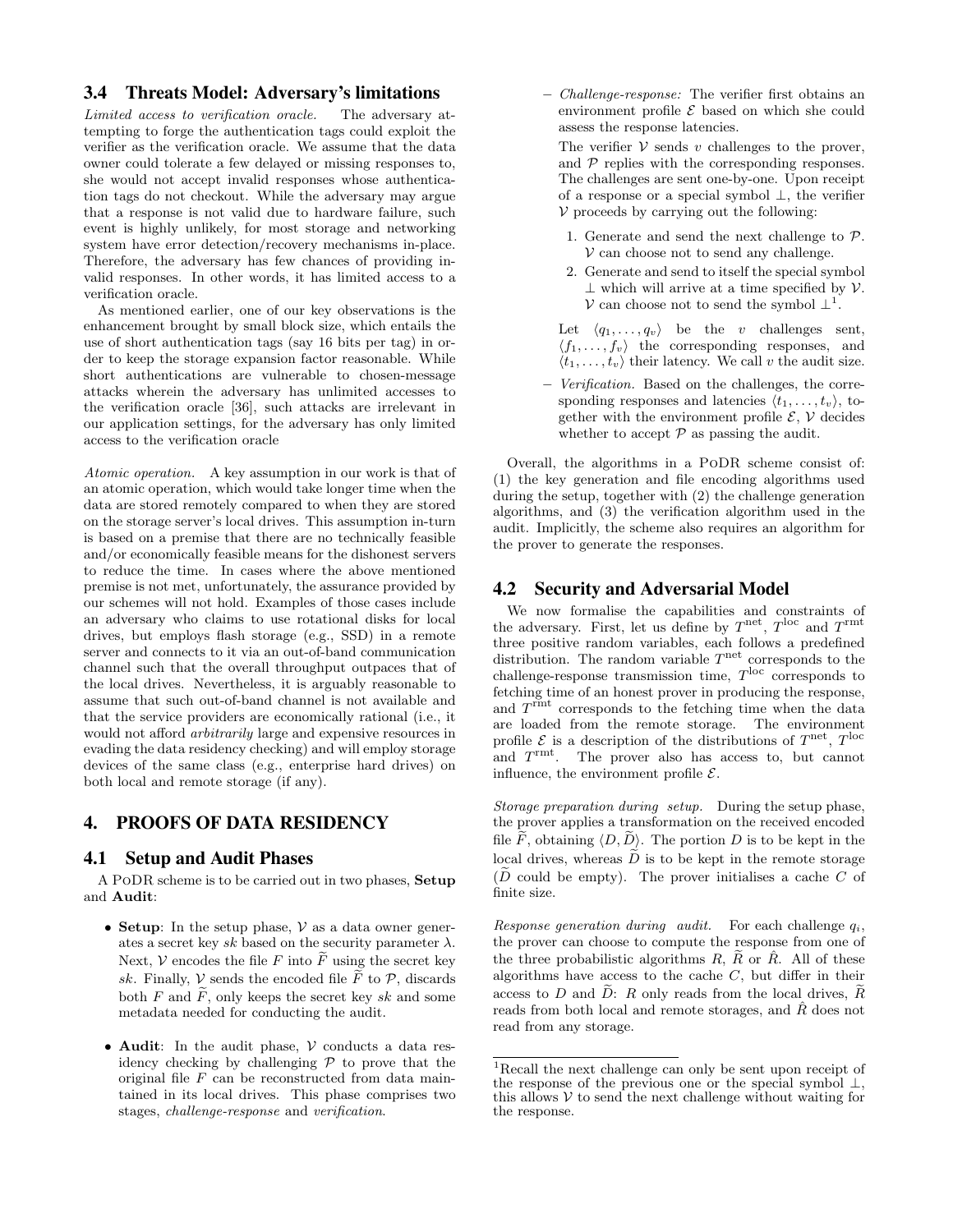### 3.4 Threats Model: Adversary's limitations

*Limited access to verification oracle.* The adversary attempting to forge the authentication tags could exploit the verifier as the verification oracle. We assume that the data owner could tolerate a few delayed or missing responses to, she would not accept invalid responses whose authentication tags do not checkout. While the adversary may argue that a response is not valid due to hardware failure, such event is highly unlikely, for most storage and networking system have error detection/recovery mechanisms in-place. Therefore, the adversary has few chances of providing invalid responses. In other words, it has limited access to a verification oracle.

As mentioned earlier, one of our key observations is the enhancement brought by small block size, which entails the use of short authentication tags (say 16 bits per tag) in order to keep the storage expansion factor reasonable. While short authentications are vulnerable to chosen-message attacks wherein the adversary has unlimited accesses to the verification oracle [36], such attacks are irrelevant in our application settings, for the adversary has only limited access to the verification oracle

*Atomic operation.* A key assumption in our work is that of an atomic operation, which would take longer time when the data are stored remotely compared to when they are stored on the storage server's local drives. This assumption in-turn is based on a premise that there are no technically feasible and/or economically feasible means for the dishonest servers to reduce the time. In cases where the above mentioned premise is not met, unfortunately, the assurance provided by our schemes will not hold. Examples of those cases include an adversary who claims to use rotational disks for local drives, but employs flash storage (e.g., SSD) in a remote server and connects to it via an out-of-band communication channel such that the overall throughput outpaces that of the local drives. Nevertheless, it is arguably reasonable to assume that such out-of-band channel is not available and that the service providers are economically rational (i.e., it would not afford *arbitrarily* large and expensive resources in evading the data residency checking) and will employ storage devices of the same class (e.g., enterprise hard drives) on both local and remote storage (if any).

## 4. PROOFS OF DATA RESIDENCY

### 4.1 Setup and Audit Phases

A PoDR scheme is to be carried out in two phases, **Setup** and **Audit**:

- **Setup**: In the setup phase, $\mathcal{V}$ as a data owner generates a secret key $sk$ based on the security parameter $\lambda$. Next, $\mathcal{V}$ encodes the file $F$ into $\widetilde{F}$ using the secret key $sk$. Finally, $\mathcal{V}$ sends the encoded file $\widetilde{F}$ to $\mathcal{P}$, discards both $F$ and $\widetilde{F}$, only keeps the secret key $sk$ and some metadata needed for conducting the audit.
- **Audit**: In the audit phase, $\mathcal{V}$ conducts a data residency checking by challenging $\mathcal{P}$ to prove that the original file $F$ can be reconstructed from data maintained in its local drives. This phase comprises two stages, *challenge-response* and *verification*.
  - *Challenge-response:* The verifier first obtains an environment profile $\mathcal{E}$ based on which she could assess the response latencies.

    The verifier $\mathcal{V}$ sends $v$ challenges to the prover, and $\mathcal{P}$ replies with the corresponding responses. The challenges are sent one-by-one. Upon receipt of a response or a special symbol $\perp$, the verifier $\mathcal{V}$ proceeds by carrying out the following:

    1. Generate and send the next challenge to $\mathcal{P}$. $\mathcal{V}$ can choose not to send any challenge.
    2. Generate and send to itself the special symbol $\perp$ which will arrive at a time specified by $\mathcal{V}$. $\mathcal{V}$ can choose not to send the symbol $\perp$[1].

    Let $\langle q_1, \ldots, q_v \rangle$ be the $v$ challenges sent, $\langle f_1, \ldots, f_v \rangle$ the corresponding responses, and $\langle t_1, \ldots, t_v \rangle$ their latency. We call $v$ the audit size.
  - *Verification.* Based on the challenges, the corresponding responses and latencies $\langle t_1, \ldots, t_v \rangle$, together with the environment profile $\mathcal{E}$, $\mathcal{V}$ decides whether to accept $\mathcal{P}$ as passing the audit.

Overall, the algorithms in a PoDR scheme consist of: (1) the key generation and file encoding algorithms used during the setup, together with (2) the challenge generation algorithms, and (3) the verification algorithm used in the audit. Implicitly, the scheme also requires an algorithm for the prover to generate the responses.

### 4.2 Security and Adversarial Model

We now formalise the capabilities and constraints of the adversary. First, let us define by $T^{\text{net}}$, $T^{\text{loc}}$ and $T^{\text{rmt}}$ three positive random variables, each follows a predefined distribution. The random variable $T^{\text{net}}$ corresponds to the challenge-response transmission time, $T^{\text{loc}}$ corresponds to fetching time of an honest prover in producing the response, and $T^{\text{rmt}}$ corresponds to the fetching time when the data are loaded from the remote storage. The environment profile $\mathcal{E}$ is a description of the distributions of $T^{\text{net}}$, $T^{\text{loc}}$ and $T^{\text{rmt}}$. The prover also has access to, but cannot influence, the environment profile $\mathcal{E}$.

*Storage preparation during setup.* During the setup phase, the prover applies a transformation on the received encoded file $\widetilde{F}$, obtaining $\langle D, \widetilde{D} \rangle$. The portion $D$ is to be kept in the local drives, whereas $\widetilde{D}$ is to be kept in the remote storage ($\widetilde{D}$ could be empty). The prover initialises a cache $C$ of finite size.

*Response generation during audit.* For each challenge $q_i$, the prover can choose to compute the response from one of the three probabilistic algorithms $R$, $\widetilde{R}$ or $\hat{R}$. All of these algorithms have access to the cache $C$, but differ in their access to $D$ and $\widetilde{D}$: $R$ only reads from the local drives, $\widetilde{R}$ reads from both local and remote storages, and $\hat{R}$ does not read from any storage.

[1] Recall the next challenge can only be sent upon receipt of the response of the previous one or the special symbol $\perp$, this allows $\mathcal{V}$ to send the next challenge without waiting for the response.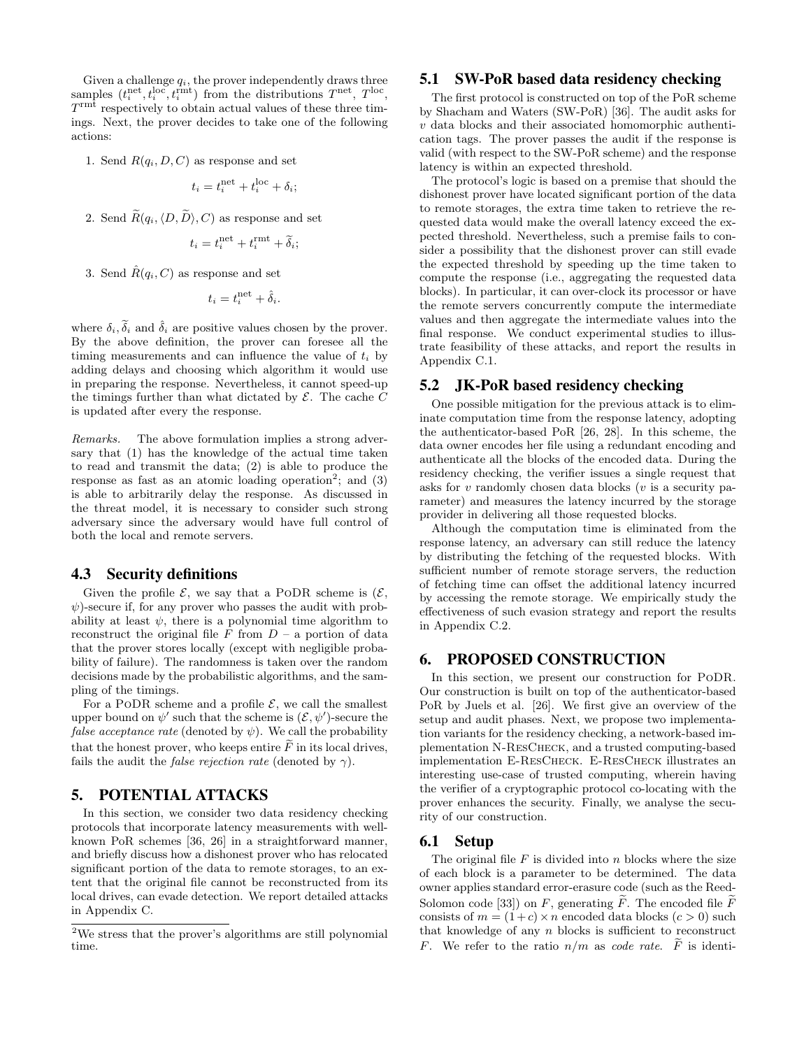Given a challenge $q_i$, the prover independently draws three samples $(t_i^{\text{net}}, t_i^{\text{loc}}, t_i^{\text{rmt}})$ from the distributions $T^{\text{net}}$, $T^{\text{loc}}$, $T^{\text{rmt}}$ respectively to obtain actual values of these three timings. Next, the prover decides to take one of the following actions:

1. Send $R(q_i, D, C)$ as response and set

$$t_i = t_i^{\text{net}} + t_i^{\text{loc}} + \delta_i;$$

2. Send $\widetilde{R}(q_i, \langle D, \widetilde{D} \rangle, C)$ as response and set

$$t_i = t_i^{\text{net}} + t_i^{\text{rmt}} + \widetilde{\delta}_i;$$

3. Send $\hat{R}(q_i, C)$ as response and set

$$t_i = t_i^{\text{net}} + \hat{\delta}_i.$$

where $\delta_i, \widetilde{\delta}_i$ and $\hat{\delta}_i$ are positive values chosen by the prover. By the above definition, the prover can foresee all the timing measurements and can influence the value of $t_i$ by adding delays and choosing which algorithm it would use in preparing the response. Nevertheless, it cannot speed-up the timings further than what dictated by $\mathcal{E}$. The cache $C$ is updated after every the response.

*Remarks.* The above formulation implies a strong adversary that (1) has the knowledge of the actual time taken to read and transmit the data; (2) is able to produce the response as fast as an atomic loading operation[2]; and (3) is able to arbitrarily delay the response. As discussed in the threat model, it is necessary to consider such strong adversary since the adversary would have full control of both the local and remote servers.

## 4.3 Security definitions

Given the profile $\mathcal{E}$, we say that a PoDR scheme is ($\mathcal{E}$, $\psi$)-secure if, for any prover who passes the audit with probability at least $\psi$, there is a polynomial time algorithm to reconstruct the original file $F$ from $D$ – a portion of data that the prover stores locally (except with negligible probability of failure). The randomness is taken over the random decisions made by the probabilistic algorithms, and the sampling of the timings.

For a PoDR scheme and a profile $\mathcal{E}$, we call the smallest upper bound on $\psi'$ such that the scheme is $(\mathcal{E}, \psi')$-secure the *false acceptance rate* (denoted by $\psi$). We call the probability that the honest prover, who keeps entire $\widetilde{F}$ in its local drives, fails the audit the *false rejection rate* (denoted by $\gamma$).

# 5. POTENTIAL ATTACKS

In this section, we consider two data residency checking protocols that incorporate latency measurements with well-known PoR schemes [36, 26] in a straightforward manner, and briefly discuss how a dishonest prover who has relocated significant portion of the data to remote storages, to an extent that the original file cannot be reconstructed from its local drives, can evade detection. We report detailed attacks in Appendix C.

[2] We stress that the prover's algorithms are still polynomial time.

## 5.1 SW-PoR based data residency checking

The first protocol is constructed on top of the PoR scheme by Shacham and Waters (SW-PoR) [36]. The audit asks for $v$ data blocks and their associated homomorphic authentication tags. The prover passes the audit if the response is valid (with respect to the SW-PoR scheme) and the response latency is within an expected threshold.

The protocol's logic is based on a premise that should the dishonest prover have located significant portion of the data to remote storages, the extra time taken to retrieve the requested data would make the overall latency exceed the expected threshold. Nevertheless, such a premise fails to consider a possibility that the dishonest prover can still evade the expected threshold by speeding up the time taken to compute the response (i.e., aggregating the requested data blocks). In particular, it can over-clock its processor or have the remote servers concurrently compute the intermediate values and then aggregate the intermediate values into the final response. We conduct experimental studies to illustrate feasibility of these attacks, and report the results in Appendix C.1.

## 5.2 JK-PoR based residency checking

One possible mitigation for the previous attack is to eliminate computation time from the response latency, adopting the authenticator-based PoR [26, 28]. In this scheme, the data owner encodes her file using a redundant encoding and authenticate all the blocks of the encoded data. During the residency checking, the verifier issues a single request that asks for $v$ randomly chosen data blocks ($v$ is a security parameter) and measures the latency incurred by the storage provider in delivering all those requested blocks.

Although the computation time is eliminated from the response latency, an adversary can still reduce the latency by distributing the fetching of the requested blocks. With sufficient number of remote storage servers, the reduction of fetching time can offset the additional latency incurred by accessing the remote storage. We empirically study the effectiveness of such evasion strategy and report the results in Appendix C.2.

# 6. PROPOSED CONSTRUCTION

In this section, we present our construction for PoDR. Our construction is built on top of the authenticator-based PoR by Juels et al. [26]. We first give an overview of the setup and audit phases. Next, we propose two implementation variants for the residency checking, a network-based implementation N-ResCheck, and a trusted computing-based implementation E-ResCheck. E-ResCheck illustrates an interesting use-case of trusted computing, wherein having the verifier of a cryptographic protocol co-locating with the prover enhances the security. Finally, we analyse the security of our construction.

## 6.1 Setup

The original file $F$ is divided into $n$ blocks where the size of each block is a parameter to be determined. The data owner applies standard error-erasure code (such as the Reed-Solomon code [33]) on $F$, generating $\widetilde{F}$. The encoded file $\widetilde{F}$ consists of $m = (1+c) \times n$ encoded data blocks ($c > 0$) such that knowledge of any $n$ blocks is sufficient to reconstruct $F$. We refer to the ratio $n/m$ as *code rate*. $\widetilde{F}$ is identi-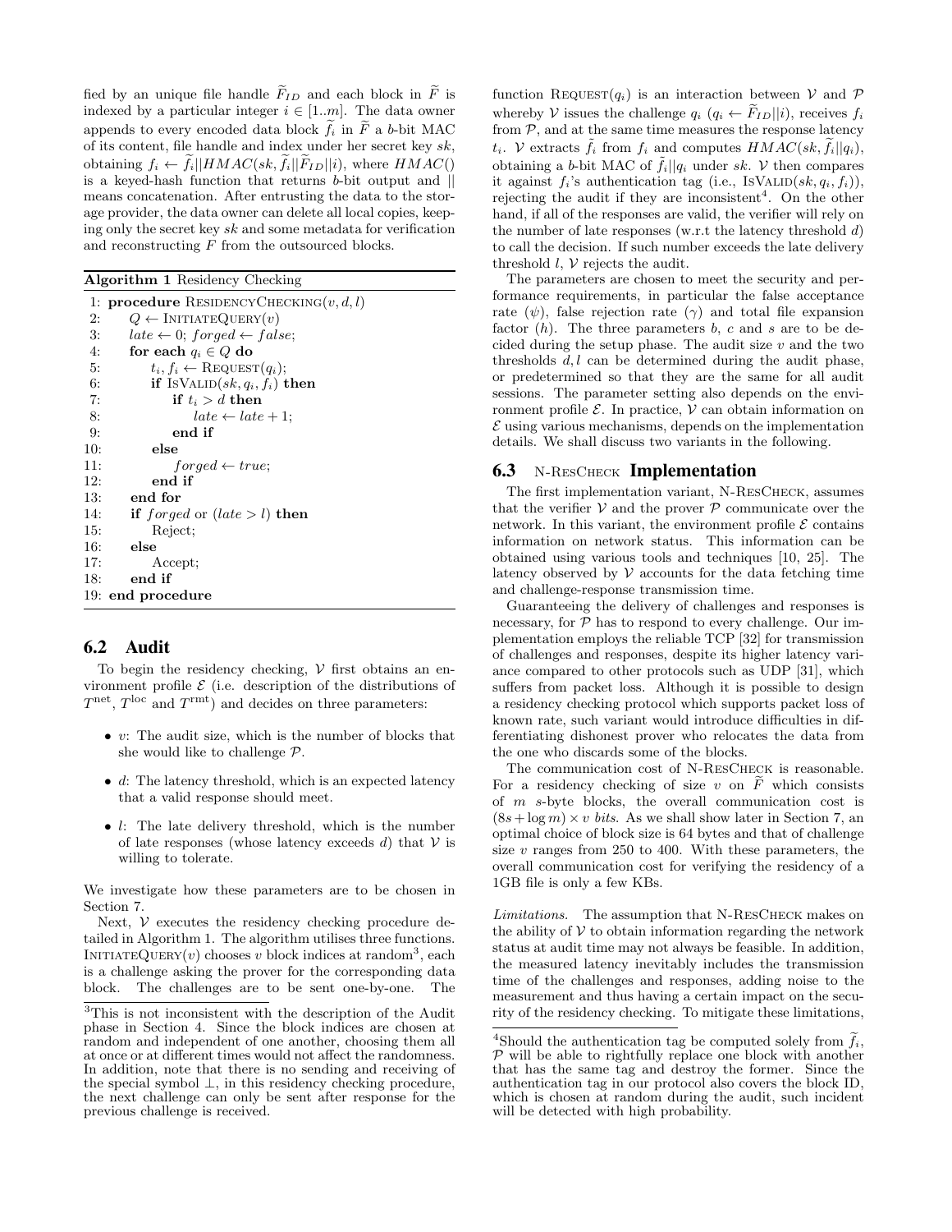fied by an unique file handle $\widetilde{F}_{ID}$ and each block in $\widetilde{F}$ is indexed by a particular integer $i \in [1..m]$. The data owner appends to every encoded data block $\widetilde{f}_i$ in $\widetilde{F}$ a $b$-bit MAC of its content, file handle and index under her secret key $sk$, obtaining $f_i \leftarrow \widetilde{f}_i || HMAC(sk, \widetilde{f}_i || \widetilde{F}_{ID} || i)$, where $HMAC()$ is a keyed-hash function that returns $b$-bit output and $||$ means concatenation. After entrusting the data to the storage provider, the data owner can delete all local copies, keeping only the secret key $sk$ and some metadata for verification and reconstructing $F$ from the outsourced blocks.

**Algorithm 1** Residency Checking

```
 1: procedure ResidencyChecking(v, d, l)
 2:     Q ← InitiateQuery(v)
 3:     late ← 0; forged ← false;
 4:     for each q_i ∈ Q do
 5:         t_i, f_i ← Request(q_i);
 6:         if IsValid(sk, q_i, f_i) then
 7:             if t_i > d then
 8:                 late ← late + 1;
 9:             end if
10:         else
11:             forged ← true;
12:         end if
13:     end for
14:     if forged or (late > l) then
15:         Reject;
16:     else
17:         Accept;
18:     end if
19: end procedure
```

## 6.2 Audit

To begin the residency checking, $\mathcal{V}$ first obtains an environment profile $\mathcal{E}$ (i.e. description of the distributions of $T^{\text{net}}$, $T^{\text{loc}}$ and $T^{\text{rmt}}$) and decides on three parameters:

- $v$: The audit size, which is the number of blocks that she would like to challenge $\mathcal{P}$.
- $d$: The latency threshold, which is an expected latency that a valid response should meet.
- $l$: The late delivery threshold, which is the number of late responses (whose latency exceeds $d$) that $\mathcal{V}$ is willing to tolerate.

We investigate how these parameters are to be chosen in Section 7.

Next, $\mathcal{V}$ executes the residency checking procedure detailed in Algorithm 1. The algorithm utilises three functions. InitiateQuery($v$) chooses $v$ block indices at random[3], each is a challenge asking the prover for the corresponding data block. The challenges are to be sent one-by-one. The function Request($q_i$) is an interaction between $\mathcal{V}$ and $\mathcal{P}$ whereby $\mathcal{V}$ issues the challenge $q_i$ ($q_i \leftarrow \widetilde{F}_{ID}||i$), receives $f_i$ from $\mathcal{P}$, and at the same time measures the response latency $t_i$. $\mathcal{V}$ extracts $\tilde{f}_i$ from $f_i$ and computes $HMAC(sk, \tilde{f}_i||q_i)$, obtaining a $b$-bit MAC of $\tilde{f}_i||q_i$ under $sk$. $\mathcal{V}$ then compares it against $f_i$'s authentication tag (i.e., IsValid($sk, q_i, f_i$)), rejecting the audit if they are inconsistent[4]. On the other hand, if all of the responses are valid, the verifier will rely on the number of late responses (w.r.t the latency threshold $d$) to call the decision. If such number exceeds the late delivery threshold $l$, $\mathcal{V}$ rejects the audit.

The parameters are chosen to meet the security and performance requirements, in particular the false acceptance rate ($\psi$), false rejection rate ($\gamma$) and total file expansion factor ($h$). The three parameters $b$, $c$ and $s$ are to be decided during the setup phase. The audit size $v$ and the two thresholds $d, l$ can be determined during the audit phase, or predetermined so that they are the same for all audit sessions. The parameter setting also depends on the environment profile $\mathcal{E}$. In practice, $\mathcal{V}$ can obtain information on $\mathcal{E}$ using various mechanisms, depends on the implementation details. We shall discuss two variants in the following.

## 6.3 N-ResCheck Implementation

The first implementation variant, N-ResCheck, assumes that the verifier $\mathcal{V}$ and the prover $\mathcal{P}$ communicate over the network. In this variant, the environment profile $\mathcal{E}$ contains information on network status. This information can be obtained using various tools and techniques [10, 25]. The latency observed by $\mathcal{V}$ accounts for the data fetching time and challenge-response transmission time.

Guaranteeing the delivery of challenges and responses is necessary, for $\mathcal{P}$ has to respond to every challenge. Our implementation employs the reliable TCP [32] for transmission of challenges and responses, despite its higher latency variance compared to other protocols such as UDP [31], which suffers from packet loss. Although it is possible to design a residency checking protocol which supports packet loss of known rate, such variant would introduce difficulties in differentiating dishonest prover who relocates the data from the one who discards some of the blocks.

The communication cost of N-ResCheck is reasonable. For a residency checking of size $v$ on $\widetilde{F}$ which consists of $m$ $s$-byte blocks, the overall communication cost is $(8s + \log m) \times v$ *bits*. As we shall show later in Section 7, an optimal choice of block size is 64 bytes and that of challenge size $v$ ranges from 250 to 400. With these parameters, the overall communication cost for verifying the residency of a 1GB file is only a few KBs.

*Limitations.* The assumption that N-ResCheck makes on the ability of $\mathcal{V}$ to obtain information regarding the network status at audit time may not always be feasible. In addition, the measured latency inevitably includes the transmission time of the challenges and responses, adding noise to the measurement and thus having a certain impact on the security of the residency checking. To mitigate these limitations,

---

[3]This is not inconsistent with the description of the Audit phase in Section 4. Since the block indices are chosen at random and independent of one another, choosing them all at once or at different times would not affect the randomness. In addition, note that there is no sending and receiving of the special symbol $\perp$, in this residency checking procedure, the next challenge can only be sent after response for the previous challenge is received.

[4]Should the authentication tag be computed solely from $\widetilde{f}_i$, $\mathcal{P}$ will be able to rightfully replace one block with another that has the same tag and destroy the former. Since the authentication tag in our protocol also covers the block ID, which is chosen at random during the audit, such incident will be detected with high probability.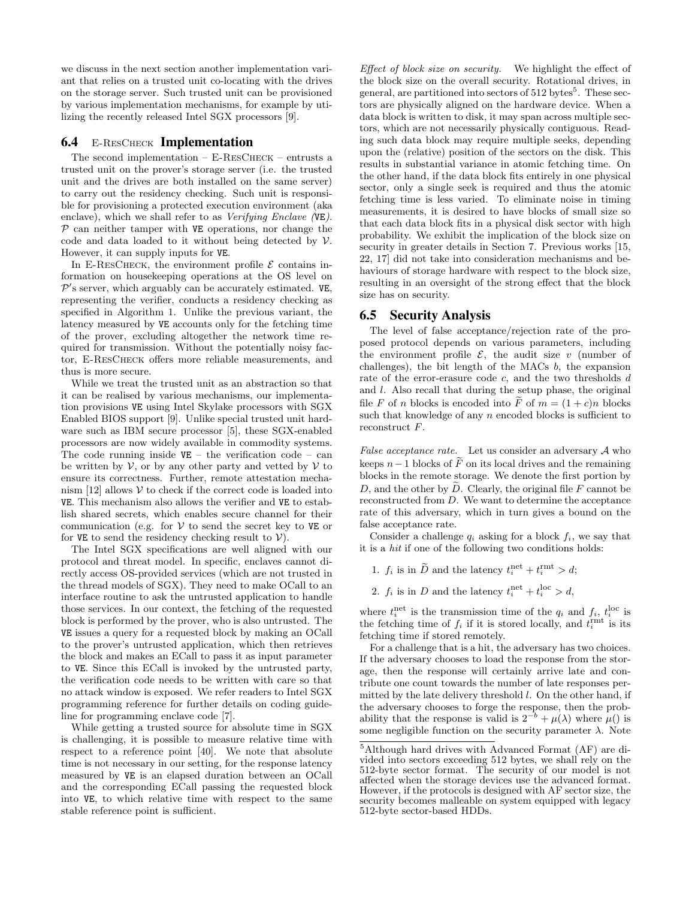we discuss in the next section another implementation variant that relies on a trusted unit co-locating with the drives on the storage server. Such trusted unit can be provisioned by various implementation mechanisms, for example by utilizing the recently released Intel SGX processors [9].

### 6.4 E-ResCheck Implementation

The second implementation – E-ResCheck – entrusts a trusted unit on the prover's storage server (i.e. the trusted unit and the drives are both installed on the same server) to carry out the residency checking. Such unit is responsible for provisioning a protected execution environment (aka enclave), which we shall refer to as *Verifying Enclave (*VE*)*. $\mathcal{P}$ can neither tamper with VE operations, nor change the code and data loaded to it without being detected by $\mathcal{V}$. However, it can supply inputs for VE.

In E-ResCheck, the environment profile $\mathcal{E}$ contains information on housekeeping operations at the OS level on $\mathcal{P}'$s server, which arguably can be accurately estimated. VE, representing the verifier, conducts a residency checking as specified in Algorithm 1. Unlike the previous variant, the latency measured by VE accounts only for the fetching time of the prover, excluding altogether the network time required for transmission. Without the potentially noisy factor, E-ResCheck offers more reliable measurements, and thus is more secure.

While we treat the trusted unit as an abstraction so that it can be realised by various mechanisms, our implementation provisions VE using Intel Skylake processors with SGX Enabled BIOS support [9]. Unlike special trusted unit hardware such as IBM secure processor [5], these SGX-enabled processors are now widely available in commodity systems. The code running inside VE – the verification code – can be written by $\mathcal{V}$, or by any other party and vetted by $\mathcal{V}$ to ensure its correctness. Further, remote attestation mechanism [12] allows $\mathcal{V}$ to check if the correct code is loaded into VE. This mechanism also allows the verifier and VE to establish shared secrets, which enables secure channel for their communication (e.g. for $\mathcal{V}$ to send the secret key to VE or for VE to send the residency checking result to $\mathcal{V}$).

The Intel SGX specifications are well aligned with our protocol and threat model. In specific, enclaves cannot directly access OS-provided services (which are not trusted in the thread models of SGX). They need to make OCall to an interface routine to ask the untrusted application to handle those services. In our context, the fetching of the requested block is performed by the prover, who is also untrusted. The VE issues a query for a requested block by making an OCall to the prover's untrusted application, which then retrieves the block and makes an ECall to pass it as input parameter to VE. Since this ECall is invoked by the untrusted party, the verification code needs to be written with care so that no attack window is exposed. We refer readers to Intel SGX programming reference for further details on coding guideline for programming enclave code [7].

While getting a trusted source for absolute time in SGX is challenging, it is possible to measure relative time with respect to a reference point [40]. We note that absolute time is not necessary in our setting, for the response latency measured by VE is an elapsed duration between an OCall and the corresponding ECall passing the requested block into VE, to which relative time with respect to the same stable reference point is sufficient.

*Effect of block size on security.* We highlight the effect of the block size on the overall security. Rotational drives, in general, are partitioned into sectors of 512 bytes[5]. These sectors are physically aligned on the hardware device. When a data block is written to disk, it may span across multiple sectors, which are not necessarily physically contiguous. Reading such data block may require multiple seeks, depending upon the (relative) position of the sectors on the disk. This results in substantial variance in atomic fetching time. On the other hand, if the data block fits entirely in one physical sector, only a single seek is required and thus the atomic fetching time is less varied. To eliminate noise in timing measurements, it is desired to have blocks of small size so that each data block fits in a physical disk sector with high probability. We exhibit the implication of the block size on security in greater details in Section 7. Previous works [15, 22, 17] did not take into consideration mechanisms and behaviours of storage hardware with respect to the block size, resulting in an oversight of the strong effect that the block size has on security.

### 6.5 Security Analysis

The level of false acceptance/rejection rate of the proposed protocol depends on various parameters, including the environment profile $\mathcal{E}$, the audit size $v$ (number of challenges), the bit length of the MACs $b$, the expansion rate of the error-erasure code $c$, and the two thresholds $d$ and $l$. Also recall that during the setup phase, the original file $F$ of $n$ blocks is encoded into $\widetilde{F}$ of $m = (1 + c)n$ blocks such that knowledge of any $n$ encoded blocks is sufficient to reconstruct $F$.

*False acceptance rate.* Let us consider an adversary $\mathcal{A}$ who keeps $n-1$ blocks of $\widetilde{F}$ on its local drives and the remaining blocks in the remote storage. We denote the first portion by $D$, and the other by $\widetilde{D}$. Clearly, the original file $F$ cannot be reconstructed from $D$. We want to determine the acceptance rate of this adversary, which in turn gives a bound on the false acceptance rate.

Consider a challenge $q_i$ asking for a block $f_i$, we say that it is a *hit* if one of the following two conditions holds:

1. $f_i$ is in $\widetilde{D}$ and the latency $t_i^{\text{net}} + t_i^{\text{rmt}} > d$;
2. $f_i$ is in $D$ and the latency $t_i^{\text{net}} + t_i^{\text{loc}} > d$,

where $t_i^{\text{net}}$ is the transmission time of the $q_i$ and $f_i$, $t_i^{\text{loc}}$ is the fetching time of $f_i$ if it is stored locally, and $t_i^{\text{rmt}}$ is its fetching time if stored remotely.

For a challenge that is a hit, the adversary has two choices. If the adversary chooses to load the response from the storage, then the response will certainly arrive late and contribute one count towards the number of late responses permitted by the late delivery threshold $l$. On the other hand, if the adversary chooses to forge the response, then the probability that the response is valid is $2^{-b} + \mu(\lambda)$ where $\mu()$ is some negligible function on the security parameter $\lambda$. Note

[5]Although hard drives with Advanced Format (AF) are divided into sectors exceeding 512 bytes, we shall rely on the 512-byte sector format. The security of our model is not affected when the storage devices use the advanced format. However, if the protocols is designed with AF sector size, the security becomes malleable on system equipped with legacy 512-byte sector-based HDDs.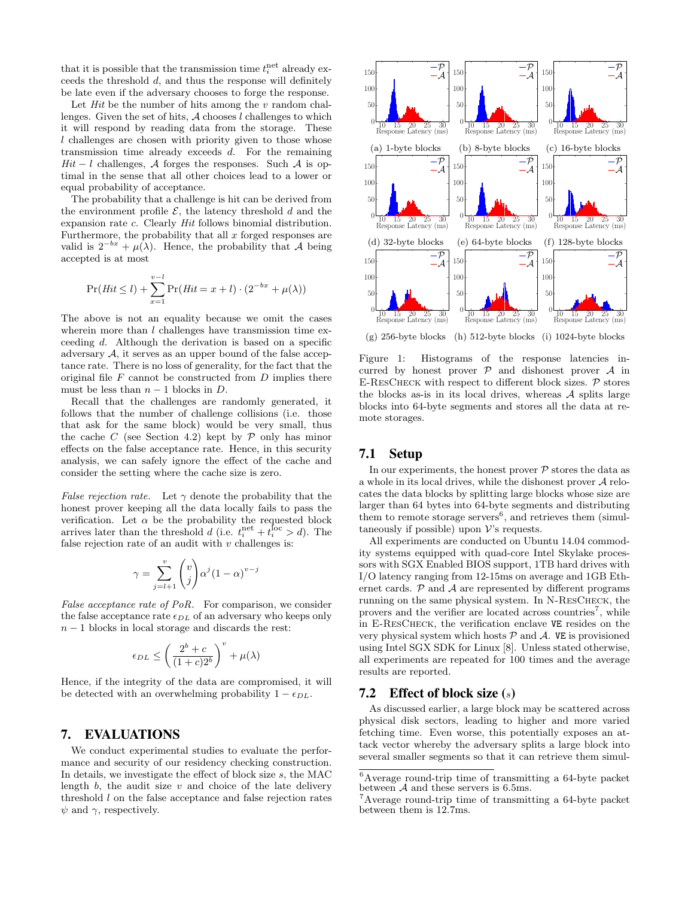that it is possible that the transmission time $t_i^{\text{net}}$ already exceeds the threshold $d$, and thus the response will definitely be late even if the adversary chooses to forge the response.

Let *Hit* be the number of hits among the $v$ random challenges. Given the set of hits, $\mathcal{A}$ chooses $l$ challenges to which it will respond by reading data from the storage. These $l$ challenges are chosen with priority given to those whose transmission time already exceeds $d$. For the remaining $Hit - l$ challenges, $\mathcal{A}$ forges the responses. Such $\mathcal{A}$ is optimal in the sense that all other choices lead to a lower or equal probability of acceptance.

The probability that a challenge is hit can be derived from the environment profile $\mathcal{E}$, the latency threshold $d$ and the expansion rate $c$. Clearly *Hit* follows binomial distribution. Furthermore, the probability that all $x$ forged responses are valid is $2^{-bx} + \mu(\lambda)$. Hence, the probability that $\mathcal{A}$ being accepted is at most

$$\Pr(Hit \leq l) + \sum_{x=1}^{v-l} \Pr(Hit = x + l) \cdot (2^{-bx} + \mu(\lambda))$$

The above is not an equality because we omit the cases wherein more than $l$ challenges have transmission time exceeding $d$. Although the derivation is based on a specific adversary $\mathcal{A}$, it serves as an upper bound of the false acceptance rate. There is no loss of generality, for the fact that the original file $F$ cannot be constructed from $D$ implies there must be less than $n-1$ blocks in $D$.

Recall that the challenges are randomly generated, it follows that the number of challenge collisions (i.e. those that ask for the same block) would be very small, thus the cache $C$ (see Section 4.2) kept by $\mathcal{P}$ only has minor effects on the false acceptance rate. Hence, in this security analysis, we can safely ignore the effect of the cache and consider the setting where the cache size is zero.

*False rejection rate.* Let $\gamma$ denote the probability that the honest prover keeping all the data locally fails to pass the verification. Let $\alpha$ be the probability the requested block arrives later than the threshold $d$ (i.e. $t_i^{\text{net}} + t_i^{\text{loc}} > d$). The false rejection rate of an audit with $v$ challenges is:

$$\gamma = \sum_{j=l+1}^{v} \binom{v}{j} \alpha^j (1-\alpha)^{v-j}$$

*False acceptance rate of PoR.* For comparison, we consider the false acceptance rate $\epsilon_{DL}$ of an adversary who keeps only $n-1$ blocks in local storage and discards the rest:

$$\epsilon_{DL} \leq \left( \frac{2^b + c}{(1+c)2^b} \right)^v + \mu(\lambda)$$

Hence, if the integrity of the data are compromised, it will be detected with an overwhelming probability $1 - \epsilon_{DL}$.

## 7. EVALUATIONS

We conduct experimental studies to evaluate the performance and security of our residency checking construction. In details, we investigate the effect of block size $s$, the MAC length $b$, the audit size $v$ and choice of the late delivery threshold $l$ on the false acceptance and false rejection rates $\psi$ and $\gamma$, respectively.

(a) 1-byte blocks (b) 8-byte blocks (c) 16-byte blocks (d) 32-byte blocks (e) 64-byte blocks (f) 128-byte blocks (g) 256-byte blocks (h) 512-byte blocks (i) 1024-byte blocks

Figure 1: Histograms of the response latencies incurred by honest prover $\mathcal{P}$ and dishonest prover $\mathcal{A}$ in E-ResCheck with respect to different block sizes. $\mathcal{P}$ stores the blocks as-is in its local drives, whereas $\mathcal{A}$ splits large blocks into 64-byte segments and stores all the data at remote storages.

### 7.1 Setup

In our experiments, the honest prover $\mathcal{P}$ stores the data as a whole in its local drives, while the dishonest prover $\mathcal{A}$ relocates the data blocks by splitting large blocks whose size are larger than 64 bytes into 64-byte segments and distributing them to remote storage servers[6], and retrieves them (simultaneously if possible) upon $\mathcal{V}$'s requests.

All experiments are conducted on Ubuntu 14.04 commodity systems equipped with quad-core Intel Skylake processors with SGX Enabled BIOS support, 1TB hard drives with I/O latency ranging from 12-15ms on average and 1GB Ethernet cards. $\mathcal{P}$ and $\mathcal{A}$ are represented by different programs running on the same physical system. In N-ResCheck, the provers and the verifier are located across countries[7], while in E-ResCheck, the verification enclave VE resides on the very physical system which hosts $\mathcal{P}$ and $\mathcal{A}$. VE is provisioned using Intel SGX SDK for Linux [8]. Unless stated otherwise, all experiments are repeated for 100 times and the average results are reported.

### 7.2 Effect of block size ($s$)

As discussed earlier, a large block may be scattered across physical disk sectors, leading to higher and more varied fetching time. Even worse, this potentially exposes an attack vector whereby the adversary splits a large block into several smaller segments so that it can retrieve them simul-

[6] Average round-trip time of transmitting a 64-byte packet between $\mathcal{A}$ and these servers is 6.5ms.

[7] Average round-trip time of transmitting a 64-byte packet between them is 12.7ms.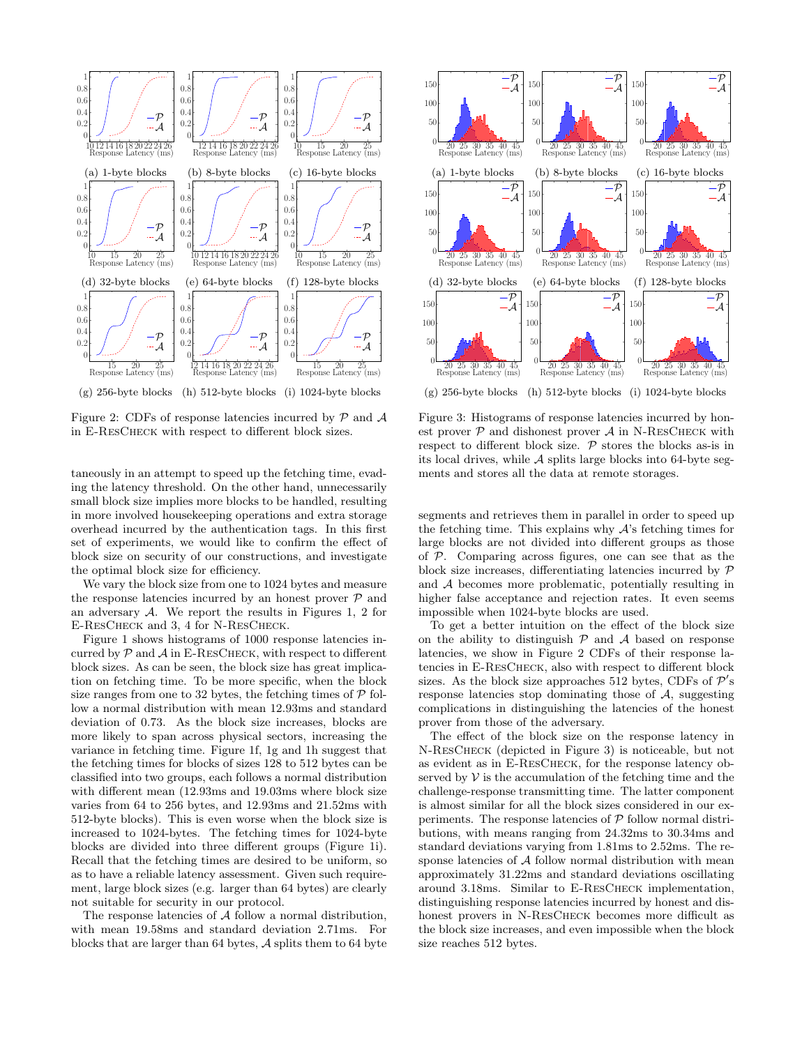(a) 1-byte blocks (b) 8-byte blocks (c) 16-byte blocks

(d) 32-byte blocks (e) 64-byte blocks (f) 128-byte blocks

(g) 256-byte blocks (h) 512-byte blocks (i) 1024-byte blocks

Figure 2: CDFs of response latencies incurred by $\mathcal{P}$ and $\mathcal{A}$ in E-ResCheck with respect to different block sizes.

taneously in an attempt to speed up the fetching time, evading the latency threshold. On the other hand, unnecessarily small block size implies more blocks to be handled, resulting in more involved housekeeping operations and extra storage overhead incurred by the authentication tags. In this first set of experiments, we would like to confirm the effect of block size on security of our constructions, and investigate the optimal block size for efficiency.

We vary the block size from one to 1024 bytes and measure the response latencies incurred by an honest prover $\mathcal{P}$ and an adversary $\mathcal{A}$. We report the results in Figures 1, 2 for E-ResCheck and 3, 4 for N-ResCheck.

Figure 1 shows histograms of 1000 response latencies incurred by $\mathcal{P}$ and $\mathcal{A}$ in E-ResCheck, with respect to different block sizes. As can be seen, the block size has great implication on fetching time. To be more specific, when the block size ranges from one to 32 bytes, the fetching times of $\mathcal{P}$ follow a normal distribution with mean 12.93ms and standard deviation of 0.73. As the block size increases, blocks are more likely to span across physical sectors, increasing the variance in fetching time. Figure 1f, 1g and 1h suggest that the fetching times for blocks of sizes 128 to 512 bytes can be classified into two groups, each follows a normal distribution with different mean (12.93ms and 19.03ms where block size varies from 64 to 256 bytes, and 12.93ms and 21.52ms with 512-byte blocks). This is even worse when the block size is increased to 1024-bytes. The fetching times for 1024-byte blocks are divided into three different groups (Figure 1i). Recall that the fetching times are desired to be uniform, so as to have a reliable latency assessment. Given such requirement, large block sizes (e.g. larger than 64 bytes) are clearly not suitable for security in our protocol.

The response latencies of $\mathcal{A}$ follow a normal distribution, with mean 19.58ms and standard deviation 2.71ms. For blocks that are larger than 64 bytes, $\mathcal{A}$ splits them to 64 byte segments and retrieves them in parallel in order to speed up the fetching time. This explains why $\mathcal{A}$'s fetching times for large blocks are not divided into different groups as those of $\mathcal{P}$. Comparing across figures, one can see that as the block size increases, differentiating latencies incurred by $\mathcal{P}$ and $\mathcal{A}$ becomes more problematic, potentially resulting in higher false acceptance and rejection rates. It even seems impossible when 1024-byte blocks are used.

(a) 1-byte blocks (b) 8-byte blocks (c) 16-byte blocks

(d) 32-byte blocks (e) 64-byte blocks (f) 128-byte blocks

(g) 256-byte blocks (h) 512-byte blocks (i) 1024-byte blocks

Figure 3: Histograms of response latencies incurred by honest prover $\mathcal{P}$ and dishonest prover $\mathcal{A}$ in N-ResCheck with respect to different block size. $\mathcal{P}$ stores the blocks as-is in its local drives, while $\mathcal{A}$ splits large blocks into 64-byte segments and stores all the data at remote storages.

To get a better intuition on the effect of the block size on the ability to distinguish $\mathcal{P}$ and $\mathcal{A}$ based on response latencies, we show in Figure 2 CDFs of their response latencies in E-ResCheck, also with respect to different block sizes. As the block size approaches 512 bytes, CDFs of $\mathcal{P}$'s response latencies stop dominating those of $\mathcal{A}$, suggesting complications in distinguishing the latencies of the honest prover from those of the adversary.

The effect of the block size on the response latency in N-ResCheck (depicted in Figure 3) is noticeable, but not as evident as in E-ResCheck, for the response latency observed by $\mathcal{V}$ is the accumulation of the fetching time and the challenge-response transmitting time. The latter component is almost similar for all the block sizes considered in our experiments. The response latencies of $\mathcal{P}$ follow normal distributions, with means ranging from 24.32ms to 30.34ms and standard deviations varying from 1.81ms to 2.52ms. The response latencies of $\mathcal{A}$ follow normal distribution with mean approximately 31.22ms and standard deviations oscillating around 3.18ms. Similar to E-ResCheck implementation, distinguishing response latencies incurred by honest and dishonest provers in N-ResCheck becomes more difficult as the block size increases, and even impossible when the block size reaches 512 bytes.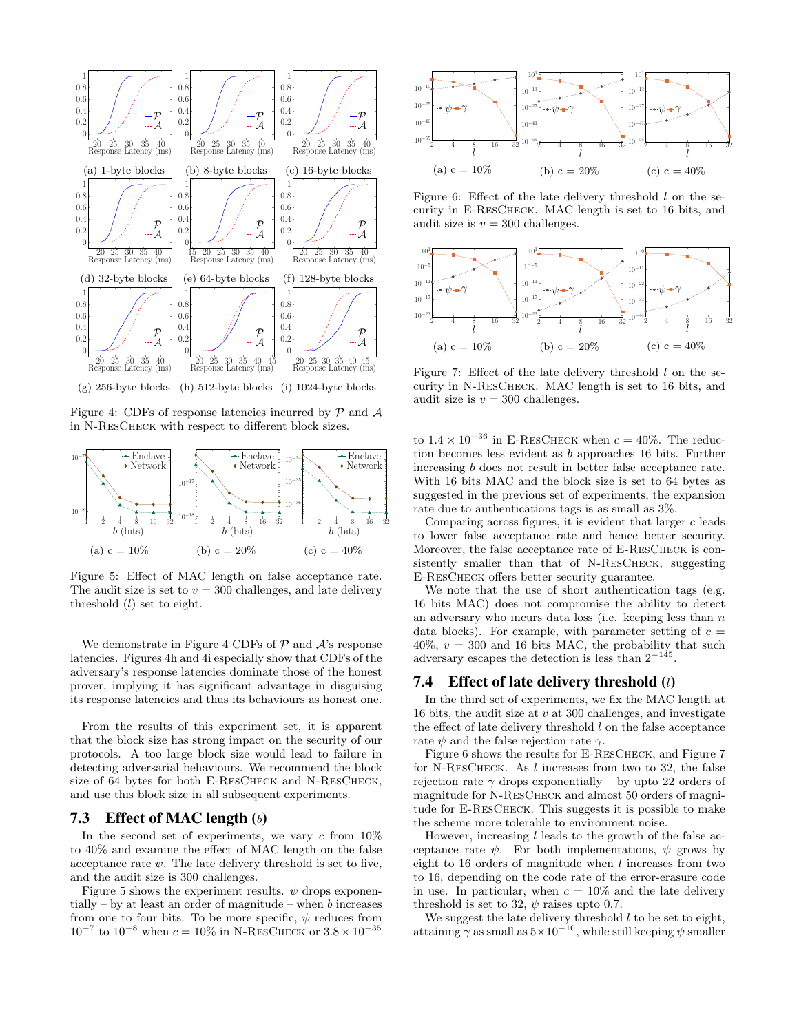(a) 1-byte blocks (b) 8-byte blocks (c) 16-byte blocks

(d) 32-byte blocks (e) 64-byte blocks (f) 128-byte blocks

(g) 256-byte blocks (h) 512-byte blocks (i) 1024-byte blocks

Figure 4: CDFs of response latencies incurred by $\mathcal{P}$ and $\mathcal{A}$ in N-ResCheck with respect to different block sizes.

(a) c = 10% (b) c = 20% (c) c = 40%

Figure 5: Effect of MAC length on false acceptance rate. The audit size is set to $v = 300$ challenges, and late delivery threshold ($l$) set to eight.

We demonstrate in Figure 4 CDFs of $\mathcal{P}$ and $\mathcal{A}$'s response latencies. Figures 4h and 4i especially show that CDFs of the adversary's response latencies dominate those of the honest prover, implying it has significant advantage in disguising its response latencies and thus its behaviours as honest one.

From the results of this experiment set, it is apparent that the block size has strong impact on the security of our protocols. A too large block size would lead to failure in detecting adversarial behaviours. We recommend the block size of 64 bytes for both E-ResCheck and N-ResCheck, and use this block size in all subsequent experiments.

## 7.3 Effect of MAC length ($b$)

In the second set of experiments, we vary $c$ from 10% to 40% and examine the effect of MAC length on the false acceptance rate $\psi$. The late delivery threshold is set to five, and the audit size is 300 challenges.

Figure 5 shows the experiment results. $\psi$ drops exponentially – by at least an order of magnitude – when $b$ increases from one to four bits. To be more specific, $\psi$ reduces from $10^{-7}$ to $10^{-8}$ when $c = 10\%$ in N-ResCheck or $3.8 \times 10^{-35}$ to $1.4 \times 10^{-36}$ in E-ResCheck when $c = 40\%$. The reduction becomes less evident as $b$ approaches 16 bits. Further increasing $b$ does not result in better false acceptance rate. With 16 bits MAC and the block size is set to 64 bytes as suggested in the previous set of experiments, the expansion rate due to authentications tags is as small as 3%.

Comparing across figures, it is evident that larger $c$ leads to lower false acceptance rate and hence better security. Moreover, the false acceptance rate of E-ResCheck is consistently smaller than that of N-ResCheck, suggesting E-ResCheck offers better security guarantee.

We note that the use of short authentication tags (e.g. 16 bits MAC) does not compromise the ability to detect an adversary who incurs data loss (i.e. keeping less than $n$ data blocks). For example, with parameter setting of $c = 40\%$, $v = 300$ and 16 bits MAC, the probability that such adversary escapes the detection is less than $2^{-145}$.

(a) c = 10% (b) c = 20% (c) c = 40%

Figure 6: Effect of the late delivery threshold $l$ on the security in E-ResCheck. MAC length is set to 16 bits, and audit size is $v = 300$ challenges.

(a) c = 10% (b) c = 20% (c) c = 40%

Figure 7: Effect of the late delivery threshold $l$ on the security in N-ResCheck. MAC length is set to 16 bits, and audit size is $v = 300$ challenges.

## 7.4 Effect of late delivery threshold ($l$)

In the third set of experiments, we fix the MAC length at 16 bits, the audit size at $v$ at 300 challenges, and investigate the effect of late delivery threshold $l$ on the false acceptance rate $\psi$ and the false rejection rate $\gamma$.

Figure 6 shows the results for E-ResCheck, and Figure 7 for N-ResCheck. As $l$ increases from two to 32, the false rejection rate $\gamma$ drops exponentially – by upto 22 orders of magnitude for N-ResCheck and almost 50 orders of magnitude for E-ResCheck. This suggests it is possible to make the scheme more tolerable to environment noise.

However, increasing $l$ leads to the growth of the false acceptance rate $\psi$. For both implementations, $\psi$ grows by eight to 16 orders of magnitude when $l$ increases from two to 16, depending on the code rate of the error-erasure code in use. In particular, when $c = 10\%$ and the late delivery threshold is set to 32, $\psi$ raises upto 0.7.

We suggest the late delivery threshold $l$ to be set to eight, attaining $\gamma$ as small as $5 \times 10^{-10}$, while still keeping $\psi$ smaller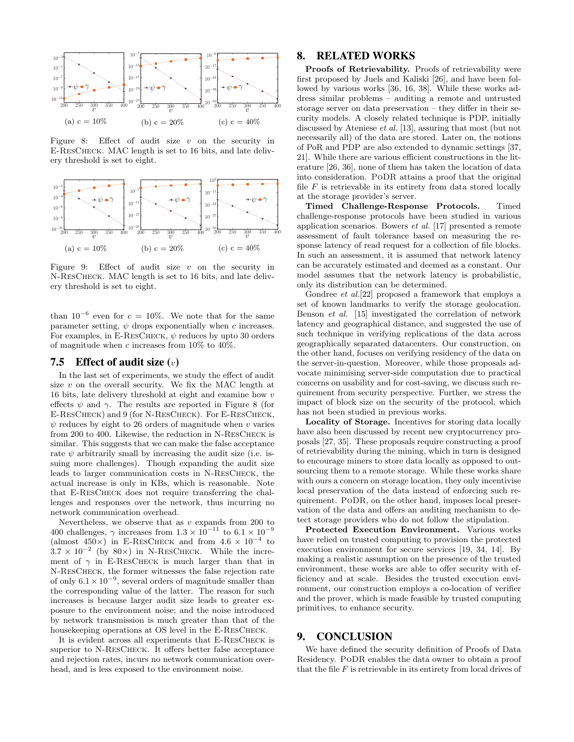$10^{-3}$
$10^{-5}$
$10^{-7}$
$10^{-9}$
$10^{-11}$
200 250 300 350 400
$v$
$\psi$ $\gamma$

(a) c = 10%

$10^{-7}$
$10^{-11}$
$10^{-15}$
$10^{-19}$
$10^{-23}$
200 250 300 350 400
$v$
$\psi$ $\gamma$

(b) c = 20%

$10^{-6}$
$10^{-17}$
$10^{-28}$
$10^{-39}$
$10^{-50}$
200 250 300 350 400
$v$
$\psi$ $\gamma$

(c) c = 40%

Figure 8: Effect of audit size $v$ on the security in E-ResCheck. MAC length is set to 16 bits, and late delivery threshold is set to eight.

$10^{-2}$
$10^{-4}$
$10^{-6}$
$10^{-8}$
$10^{-10}$
200 250 300 350 400
$v$
$\psi$ $\gamma$

(a) c = 10%

$10^{-5}$
$10^{-11}$
$10^{-17}$
$10^{-23}$
200 250 300 350 400
$v$
$\psi$ $\gamma$

(b) c = 20%

$10^{2}$
$10^{-11}$
$10^{-24}$
$10^{-37}$
$10^{-50}$
200 250 300 350 400
$v$
$\psi$ $\gamma$

(c) c = 40%

Figure 9: Effect of audit size $v$ on the security in N-ResCheck. MAC length is set to 16 bits, and late delivery threshold is set to eight.

than $10^{-6}$ even for $c = 10\%$. We note that for the same parameter setting, $\psi$ drops exponentially when $c$ increases. For examples, in E-ResCheck, $\psi$ reduces by upto 30 orders of magnitude when $c$ increases from 10% to 40%.

### 7.5 Effect of audit size ($v$)

In the last set of experiments, we study the effect of audit size $v$ on the overall security. We fix the MAC length at 16 bits, late delivery threshold at eight and examine how $v$ effects $\psi$ and $\gamma$. The results are reported in Figure 8 (for E-ResCheck) and 9 (for N-ResCheck). For E-ResCheck, $\psi$ reduces by eight to 26 orders of magnitude when $v$ varies from 200 to 400. Likewise, the reduction in N-ResCheck is similar. This suggests that we can make the false acceptance rate $\psi$ arbitrarily small by increasing the audit size (i.e. issuing more challenges). Though expanding the audit size leads to larger communication costs in N-ResCheck, the actual increase is only in KBs, which is reasonable. Note that E-ResCheck does not require transferring the challenges and responses over the network, thus incurring no network communication overhead.

Nevertheless, we observe that as $v$ expands from 200 to 400 challenges, $\gamma$ increases from $1.3 \times 10^{-11}$ to $6.1 \times 10^{-9}$ (almost 450×) in E-ResCheck and from $4.6 \times 10^{-4}$ to $3.7 \times 10^{-2}$ (by 80×) in N-ResCheck. While the increment of $\gamma$ in E-ResCheck is much larger than that in N-ResCheck, the former witnesses the false rejection rate of only $6.1 \times 10^{-9}$, several orders of magnitude smaller than the corresponding value of the latter. The reason for such increases is because larger audit size leads to greater exposure to the environment noise; and the noise introduced by network transmission is much greater than that of the housekeeping operations at OS level in the E-ResCheck.

It is evident across all experiments that E-ResCheck is superior to N-ResCheck. It offers better false acceptance and rejection rates, incurs no network communication overhead, and is less exposed to the environment noise.

## 8. RELATED WORKS

**Proofs of Retrievability.** Proofs of retrievability were first proposed by Juels and Kaliski [26], and have been followed by various works [36, 16, 38]. While these works address similar problems – auditing a remote and untrusted storage server on data preservation – they differ in their security models. A closely related technique is PDP, initially discussed by Ateniese *et al.* [13], assuring that most (but not necessarily all) of the data are stored. Later on, the notions of PoR and PDP are also extended to dynamic settings [37, 21]. While there are various efficient constructions in the literature [26, 36], none of them has taken the location of data into consideration. PoDR attains a proof that the original file $F$ is retrievable in its entirety from data stored locally at the storage provider's server.

**Timed Challenge-Response Protocols.** Timed challenge-response protocols have been studied in various application scenarios. Bowers *et al.* [17] presented a remote assessment of fault tolerance based on measuring the response latency of read request for a collection of file blocks. In such an assessment, it is assumed that network latency can be accurately estimated and deemed as a constant. Our model assumes that the network latency is probabilistic, only its distribution can be determined.

Gondree *et al.*[22] proposed a framework that employs a set of known landmarks to verify the storage geolocation. Benson *et al.* [15] investigated the correlation of network latency and geographical distance, and suggested the use of such technique in verifying replications of the data across geographically separated datacenters. Our construction, on the other hand, focuses on verifying residency of the data on the server-in-question. Moreover, while those proposals advocate minimising server-side computation due to practical concerns on usability and for cost-saving, we discuss such requirement from security perspective. Further, we stress the impact of block size on the security of the protocol, which has not been studied in previous works.

**Locality of Storage.** Incentives for storing data locally have also been discussed by recent new cryptocurrency proposals [27, 35]. These proposals require constructing a proof of retrievability during the mining, which in turn is designed to encourage miners to store data locally as opposed to outsourcing them to a remote storage. While these works share with ours a concern on storage location, they only incentivise local preservation of the data instead of enforcing such requirement. PoDR, on the other hand, imposes local preservation of the data and offers an auditing mechanism to detect storage providers who do not follow the stipulation.

**Protected Execution Environment.** Various works have relied on trusted computing to provision the protected execution environment for secure services [19, 34, 14]. By making a realistic assumption on the presence of the trusted environment, these works are able to offer security with efficiency and at scale. Besides the trusted execution environment, our construction employs a co-location of verifier and the prover, which is made feasible by trusted computing primitives, to enhance security.

## 9. CONCLUSION

We have defined the security definition of Proofs of Data Residency. PoDR enables the data owner to obtain a proof that the file $F$ is retrievable in its entirety from local drives of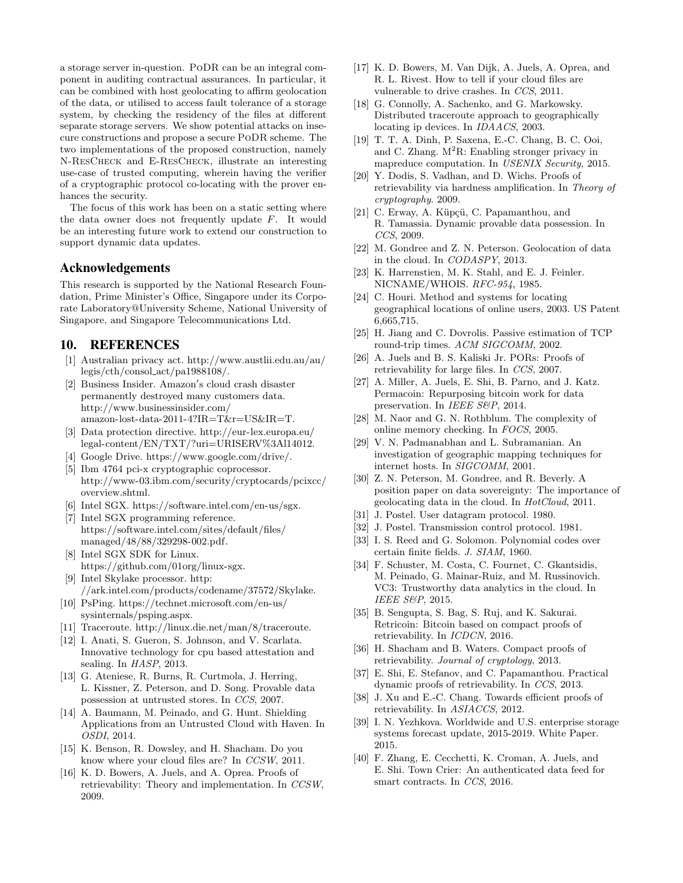a storage server in-question. PoDR can be an integral component in auditing contractual assurances. In particular, it can be combined with host geolocating to affirm geolocation of the data, or utilised to access fault tolerance of a storage system, by checking the residency of the files at different separate storage servers. We show potential attacks on insecure constructions and propose a secure PoDR scheme. The two implementations of the proposed construction, namely N-ResCheck and E-ResCheck, illustrate an interesting use-case of trusted computing, wherein having the verifier of a cryptographic protocol co-locating with the prover enhances the security.

The focus of this work has been on a static setting where the data owner does not frequently update $F$. It would be an interesting future work to extend our construction to support dynamic data updates.

## Acknowledgements

This research is supported by the National Research Foundation, Prime Minister's Office, Singapore under its Corporate Laboratory@University Scheme, National University of Singapore, and Singapore Telecommunications Ltd.

## 10. REFERENCES

[1] Australian privacy act. http://www.austlii.edu.au/au/legis/cth/consol_act/pa1988108/.

[2] Business Insider. Amazon's cloud crash disaster permanently destroyed many customers data. http://www.businessinsider.com/amazon-lost-data-2011-4?IR=T&r=US&IR=T.

[3] Data protection directive. http://eur-lex.europa.eu/legal-content/EN/TXT/?uri=URISERV%3Al14012.

[4] Google Drive. https://www.google.com/drive/.

[5] Ibm 4764 pci-x cryptographic coprocessor. http://www-03.ibm.com/security/cryptocards/pcixcc/overview.shtml.

[6] Intel SGX. https://software.intel.com/en-us/sgx.

[7] Intel SGX programming reference. https://software.intel.com/sites/default/files/managed/48/88/329298-002.pdf.

[8] Intel SGX SDK for Linux. https://github.com/01org/linux-sgx.

[9] Intel Skylake processor. http://ark.intel.com/products/codename/37572/Skylake.

[10] PsPing. https://technet.microsoft.com/en-us/sysinternals/psping.aspx.

[11] Traceroute. http://linux.die.net/man/8/traceroute.

[12] I. Anati, S. Gueron, S. Johnson, and V. Scarlata. Innovative technology for cpu based attestation and sealing. In *HASP*, 2013.

[13] G. Ateniese, R. Burns, R. Curtmola, J. Herring, L. Kissner, Z. Peterson, and D. Song. Provable data possession at untrusted stores. In *CCS*, 2007.

[14] A. Baumann, M. Peinado, and G. Hunt. Shielding Applications from an Untrusted Cloud with Haven. In *OSDI*, 2014.

[15] K. Benson, R. Dowsley, and H. Shacham. Do you know where your cloud files are? In *CCSW*, 2011.

[16] K. D. Bowers, A. Juels, and A. Oprea. Proofs of retrievability: Theory and implementation. In *CCSW*, 2009.

[17] K. D. Bowers, M. Van Dijk, A. Juels, A. Oprea, and R. L. Rivest. How to tell if your cloud files are vulnerable to drive crashes. In *CCS*, 2011.

[18] G. Connolly, A. Sachenko, and G. Markowsky. Distributed traceroute approach to geographically locating ip devices. In *IDAACS*, 2003.

[19] T. T. A. Dinh, P. Saxena, E.-C. Chang, B. C. Ooi, and C. Zhang. $M^2R$: Enabling stronger privacy in mapreduce computation. In *USENIX Security*, 2015.

[20] Y. Dodis, S. Vadhan, and D. Wichs. Proofs of retrievability via hardness amplification. In *Theory of cryptography*. 2009.

[21] C. Erway, A. Küpçü, C. Papamanthou, and R. Tamassia. Dynamic provable data possession. In *CCS*, 2009.

[22] M. Gondree and Z. N. Peterson. Geolocation of data in the cloud. In *CODASPY*, 2013.

[23] K. Harrenstien, M. K. Stahl, and E. J. Feinler. NICNAME/WHOIS. *RFC-954*, 1985.

[24] C. Houri. Method and systems for locating geographical locations of online users, 2003. US Patent 6,665,715.

[25] H. Jiang and C. Dovrolis. Passive estimation of TCP round-trip times. *ACM SIGCOMM*, 2002.

[26] A. Juels and B. S. Kaliski Jr. PORs: Proofs of retrievability for large files. In *CCS*, 2007.

[27] A. Miller, A. Juels, E. Shi, B. Parno, and J. Katz. Permacoin: Repurposing bitcoin work for data preservation. In *IEEE S&P*, 2014.

[28] M. Naor and G. N. Rothblum. The complexity of online memory checking. In *FOCS*, 2005.

[29] V. N. Padmanabhan and L. Subramanian. An investigation of geographic mapping techniques for internet hosts. In *SIGCOMM*, 2001.

[30] Z. N. Peterson, M. Gondree, and R. Beverly. A position paper on data sovereignty: The importance of geolocating data in the cloud. In *HotCloud*, 2011.

[31] J. Postel. User datagram protocol. 1980.

[32] J. Postel. Transmission control protocol. 1981.

[33] I. S. Reed and G. Solomon. Polynomial codes over certain finite fields. *J. SIAM*, 1960.

[34] F. Schuster, M. Costa, C. Fournet, C. Gkantsidis, M. Peinado, G. Mainar-Ruiz, and M. Russinovich. VC3: Trustworthy data analytics in the cloud. In *IEEE S&P*, 2015.

[35] B. Sengupta, S. Bag, S. Ruj, and K. Sakurai. Retricoin: Bitcoin based on compact proofs of retrievability. In *ICDCN*, 2016.

[36] H. Shacham and B. Waters. Compact proofs of retrievability. *Journal of cryptology*, 2013.

[37] E. Shi, E. Stefanov, and C. Papamanthou. Practical dynamic proofs of retrievability. In *CCS*, 2013.

[38] J. Xu and E.-C. Chang. Towards efficient proofs of retrievability. In *ASIACCS*, 2012.

[39] I. N. Yezhkova. Worldwide and U.S. enterprise storage systems forecast update, 2015-2019. White Paper. 2015.

[40] F. Zhang, E. Cecchetti, K. Croman, A. Juels, and E. Shi. Town Crier: An authenticated data feed for smart contracts. In *CCS*, 2016.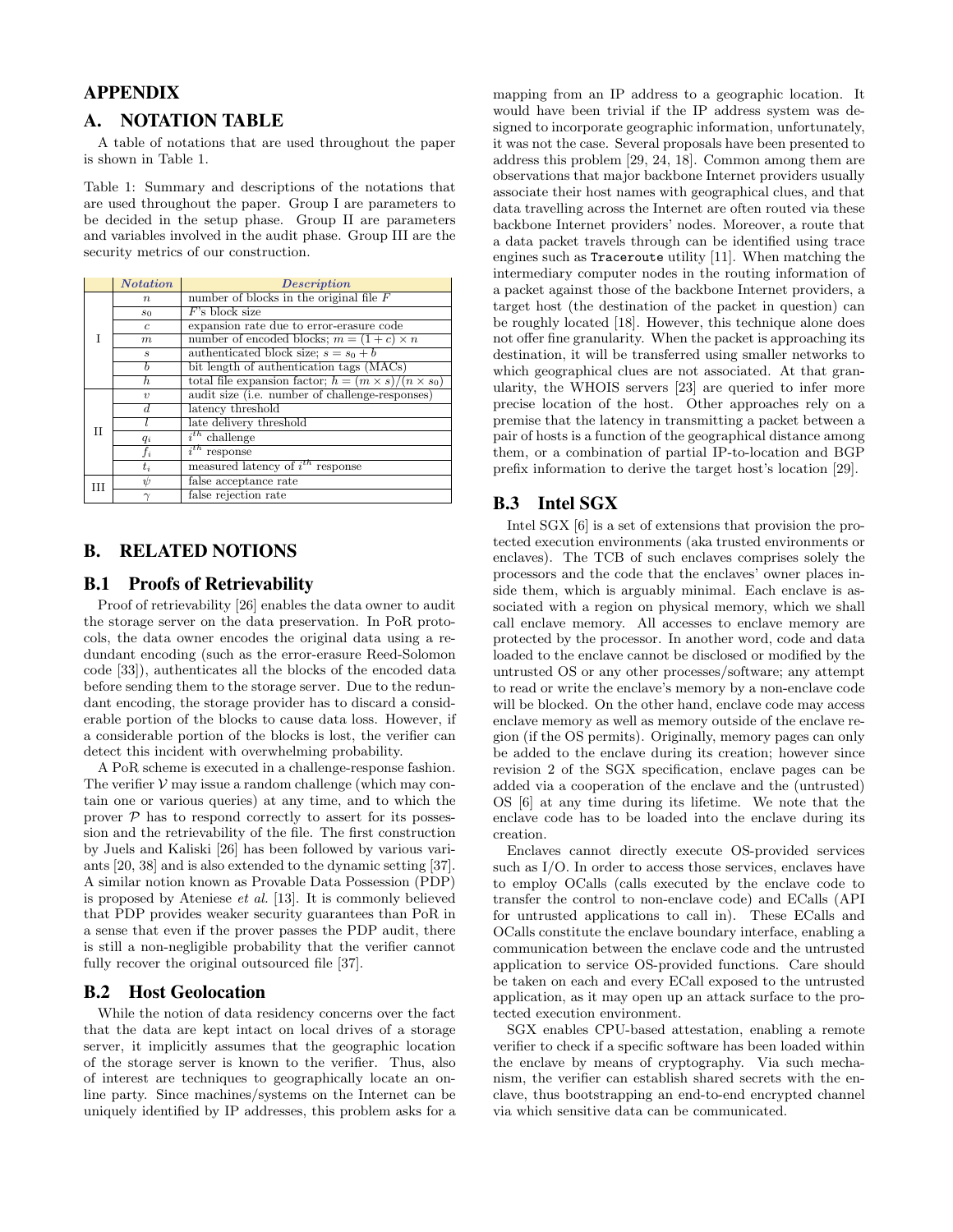# APPENDIX

## A. NOTATION TABLE

A table of notations that are used throughout the paper is shown in Table 1.

Table 1: Summary and descriptions of the notations that are used throughout the paper. Group I are parameters to be decided in the setup phase. Group II are parameters and variables involved in the audit phase. Group III are the security metrics of our construction.

| | *Notation* | *Description* |
|---|---|---|
| I | $n$ | number of blocks in the original file $F$ |
| | $s_0$ | $F$'s block size |
| | $c$ | expansion rate due to error-erasure code |
| | $m$ | number of encoded blocks; $m = (1 + c) \times n$ |
| | $s$ | authenticated block size; $s = s_0 + b$ |
| | $b$ | bit length of authentication tags (MACs) |
| | $h$ | total file expansion factor; $h = (m \times s)/(n \times s_0)$ |
| II | $v$ | audit size (i.e. number of challenge-responses) |
| | $d$ | latency threshold |
| | $l$ | late delivery threshold |
| | $q_i$ | $i^{th}$ challenge |
| | $f_i$ | $i^{th}$ response |
| | $t_i$ | measured latency of $i^{th}$ response |
| III | $\psi$ | false acceptance rate |
| | $\gamma$ | false rejection rate |

## B. RELATED NOTIONS

### B.1 Proofs of Retrievability

Proof of retrievability [26] enables the data owner to audit the storage server on the data preservation. In PoR protocols, the data owner encodes the original data using a redundant encoding (such as the error-erasure Reed-Solomon code [33]), authenticates all the blocks of the encoded data before sending them to the storage server. Due to the redundant encoding, the storage provider has to discard a considerable portion of the blocks to cause data loss. However, if a considerable portion of the blocks is lost, the verifier can detect this incident with overwhelming probability.

A PoR scheme is executed in a challenge-response fashion. The verifier $\mathcal{V}$ may issue a random challenge (which may contain one or various queries) at any time, and to which the prover $\mathcal{P}$ has to respond correctly to assert for its possession and the retrievability of the file. The first construction by Juels and Kaliski [26] has been followed by various variants [20, 38] and is also extended to the dynamic setting [37]. A similar notion known as Provable Data Possession (PDP) is proposed by Ateniese *et al.* [13]. It is commonly believed that PDP provides weaker security guarantees than PoR in a sense that even if the prover passes the PDP audit, there is still a non-negligible probability that the verifier cannot fully recover the original outsourced file [37].

### B.2 Host Geolocation

While the notion of data residency concerns over the fact that the data are kept intact on local drives of a storage server, it implicitly assumes that the geographic location of the storage server is known to the verifier. Thus, also of interest are techniques to geographically locate an online party. Since machines/systems on the Internet can be uniquely identified by IP addresses, this problem asks for a mapping from an IP address to a geographic location. It would have been trivial if the IP address system was designed to incorporate geographic information, unfortunately, it was not the case. Several proposals have been presented to address this problem [29, 24, 18]. Common among them are observations that major backbone Internet providers usually associate their host names with geographical clues, and that data travelling across the Internet are often routed via these backbone Internet providers' nodes. Moreover, a route that a data packet travels through can be identified using trace engines such as `Traceroute` utility [11]. When matching the intermediary computer nodes in the routing information of a packet against those of the backbone Internet providers, a target host (the destination of the packet in question) can be roughly located [18]. However, this technique alone does not offer fine granularity. When the packet is approaching its destination, it will be transferred using smaller networks to which geographical clues are not associated. At that granularity, the WHOIS servers [23] are queried to infer more precise location of the host. Other approaches rely on a premise that the latency in transmitting a packet between a pair of hosts is a function of the geographical distance among them, or a combination of partial IP-to-location and BGP prefix information to derive the target host's location [29].

### B.3 Intel SGX

Intel SGX [6] is a set of extensions that provision the protected execution environments (aka trusted environments or enclaves). The TCB of such enclaves comprises solely the processors and the code that the enclaves' owner places inside them, which is arguably minimal. Each enclave is associated with a region on physical memory, which we shall call enclave memory. All accesses to enclave memory are protected by the processor. In another word, code and data loaded to the enclave cannot be disclosed or modified by the untrusted OS or any other processes/software; any attempt to read or write the enclave's memory by a non-enclave code will be blocked. On the other hand, enclave code may access enclave memory as well as memory outside of the enclave region (if the OS permits). Originally, memory pages can only be added to the enclave during its creation; however since revision 2 of the SGX specification, enclave pages can be added via a cooperation of the enclave and the (untrusted) OS [6] at any time during its lifetime. We note that the enclave code has to be loaded into the enclave during its creation.

Enclaves cannot directly execute OS-provided services such as I/O. In order to access those services, enclaves have to employ OCalls (calls executed by the enclave code to transfer the control to non-enclave code) and ECalls (API for untrusted applications to call in). These ECalls and OCalls constitute the enclave boundary interface, enabling a communication between the enclave code and the untrusted application to service OS-provided functions. Care should be taken on each and every ECall exposed to the untrusted application, as it may open up an attack surface to the protected execution environment.

SGX enables CPU-based attestation, enabling a remote verifier to check if a specific software has been loaded within the enclave by means of cryptography. Via such mechanism, the verifier can establish shared secrets with the enclave, thus bootstrapping an end-to-end encrypted channel via which sensitive data can be communicated.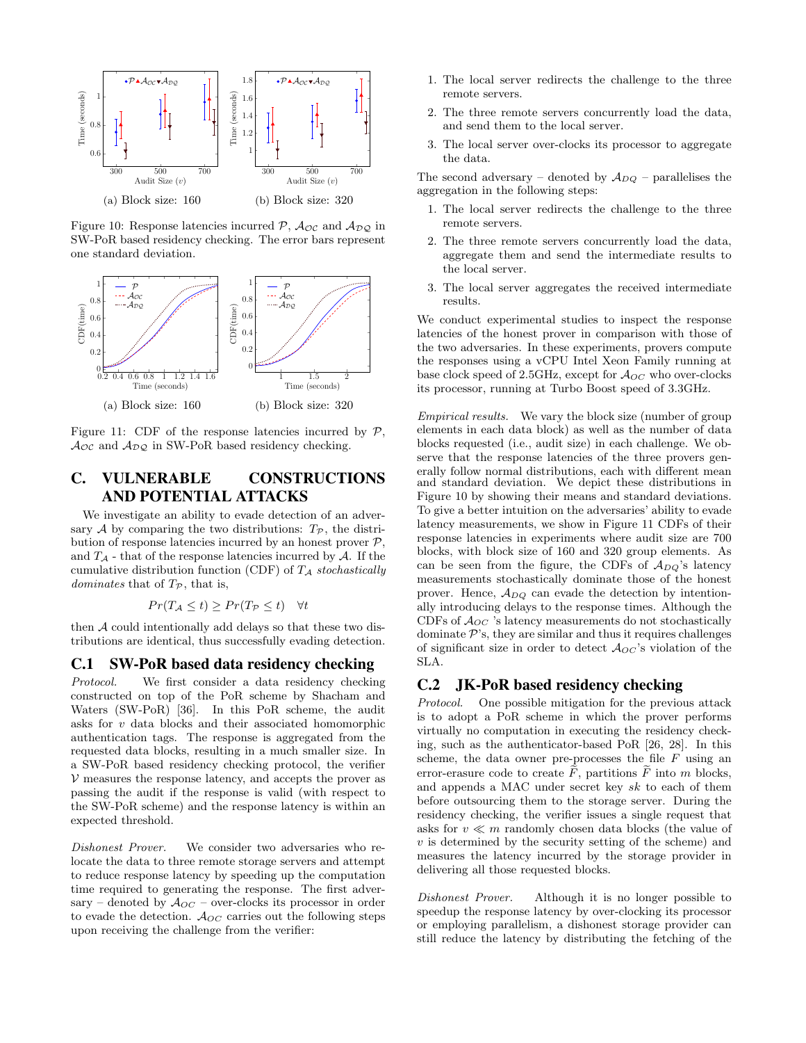(a) Block size: 160

(b) Block size: 320

Figure 10: Response latencies incurred $\mathcal{P}$, $\mathcal{A}_{\mathcal{OC}}$ and $\mathcal{A}_{\mathcal{DQ}}$ in SW-PoR based residency checking. The error bars represent one standard deviation.

(a) Block size: 160

(b) Block size: 320

Figure 11: CDF of the response latencies incurred by $\mathcal{P}$, $\mathcal{A}_{\mathcal{OC}}$ and $\mathcal{A}_{\mathcal{DQ}}$ in SW-PoR based residency checking.

## C. VULNERABLE CONSTRUCTIONS AND POTENTIAL ATTACKS

We investigate an ability to evade detection of an adversary $\mathcal{A}$ by comparing the two distributions: $T_{\mathcal{P}}$, the distribution of response latencies incurred by an honest prover $\mathcal{P}$, and $T_{\mathcal{A}}$ - that of the response latencies incurred by $\mathcal{A}$. If the cumulative distribution function (CDF) of $T_{\mathcal{A}}$ *stochastically dominates* that of $T_{\mathcal{P}}$, that is,

$$Pr(T_{\mathcal{A}} \leq t) \geq Pr(T_{\mathcal{P}} \leq t) \quad \forall t$$

then $\mathcal{A}$ could intentionally add delays so that these two distributions are identical, thus successfully evading detection.

### C.1 SW-PoR based data residency checking

*Protocol.* We first consider a data residency checking constructed on top of the PoR scheme by Shacham and Waters (SW-PoR) [36]. In this PoR scheme, the audit asks for $v$ data blocks and their associated homomorphic authentication tags. The response is aggregated from the requested data blocks, resulting in a much smaller size. In a SW-PoR based residency checking protocol, the verifier $\mathcal{V}$ measures the response latency, and accepts the prover as passing the audit if the response is valid (with respect to the SW-PoR scheme) and the response latency is within an expected threshold.

*Dishonest Prover.* We consider two adversaries who relocate the data to three remote storage servers and attempt to reduce response latency by speeding up the computation time required to generating the response. The first adversary – denoted by $\mathcal{A}_{OC}$ – over-clocks its processor in order to evade the detection. $\mathcal{A}_{OC}$ carries out the following steps upon receiving the challenge from the verifier:

1. The local server redirects the challenge to the three remote servers.
2. The three remote servers concurrently load the data, and send them to the local server.
3. The local server over-clocks its processor to aggregate the data.

The second adversary – denoted by $\mathcal{A}_{DQ}$ – parallelises the aggregation in the following steps:

1. The local server redirects the challenge to the three remote servers.
2. The three remote servers concurrently load the data, aggregate them and send the intermediate results to the local server.
3. The local server aggregates the received intermediate results.

We conduct experimental studies to inspect the response latencies of the honest prover in comparison with those of the two adversaries. In these experiments, provers compute the responses using a vCPU Intel Xeon Family running at base clock speed of 2.5GHz, except for $\mathcal{A}_{OC}$ who over-clocks its processor, running at Turbo Boost speed of 3.3GHz.

*Empirical results.* We vary the block size (number of group elements in each data block) as well as the number of data blocks requested (i.e., audit size) in each challenge. We observe that the response latencies of the three provers generally follow normal distributions, each with different mean and standard deviation. We depict these distributions in Figure 10 by showing their means and standard deviations. To give a better intuition on the adversaries' ability to evade latency measurements, we show in Figure 11 CDFs of their response latencies in experiments where audit size are 700 blocks, with block size of 160 and 320 group elements. As can be seen from the figure, the CDFs of $\mathcal{A}_{DQ}$'s latency measurements stochastically dominate those of the honest prover. Hence, $\mathcal{A}_{DQ}$ can evade the detection by intentionally introducing delays to the response times. Although the CDFs of $\mathcal{A}_{OC}$ 's latency measurements do not stochastically dominate $\mathcal{P}$'s, they are similar and thus it requires challenges of significant size in order to detect $\mathcal{A}_{OC}$'s violation of the SLA.

### C.2 JK-PoR based residency checking

*Protocol.* One possible mitigation for the previous attack is to adopt a PoR scheme in which the prover performs virtually no computation in executing the residency checking, such as the authenticator-based PoR [26, 28]. In this scheme, the data owner pre-processes the file $F$ using an error-erasure code to create $\widetilde{F}$, partitions $\widetilde{F}$ into $m$ blocks, and appends a MAC under secret key $sk$ to each of them before outsourcing them to the storage server. During the residency checking, the verifier issues a single request that asks for $v \ll m$ randomly chosen data blocks (the value of $v$ is determined by the security setting of the scheme) and measures the latency incurred by the storage provider in delivering all those requested blocks.

*Dishonest Prover.* Although it is no longer possible to speedup the response latency by over-clocking its processor or employing parallelism, a dishonest storage provider can still reduce the latency by distributing the fetching of the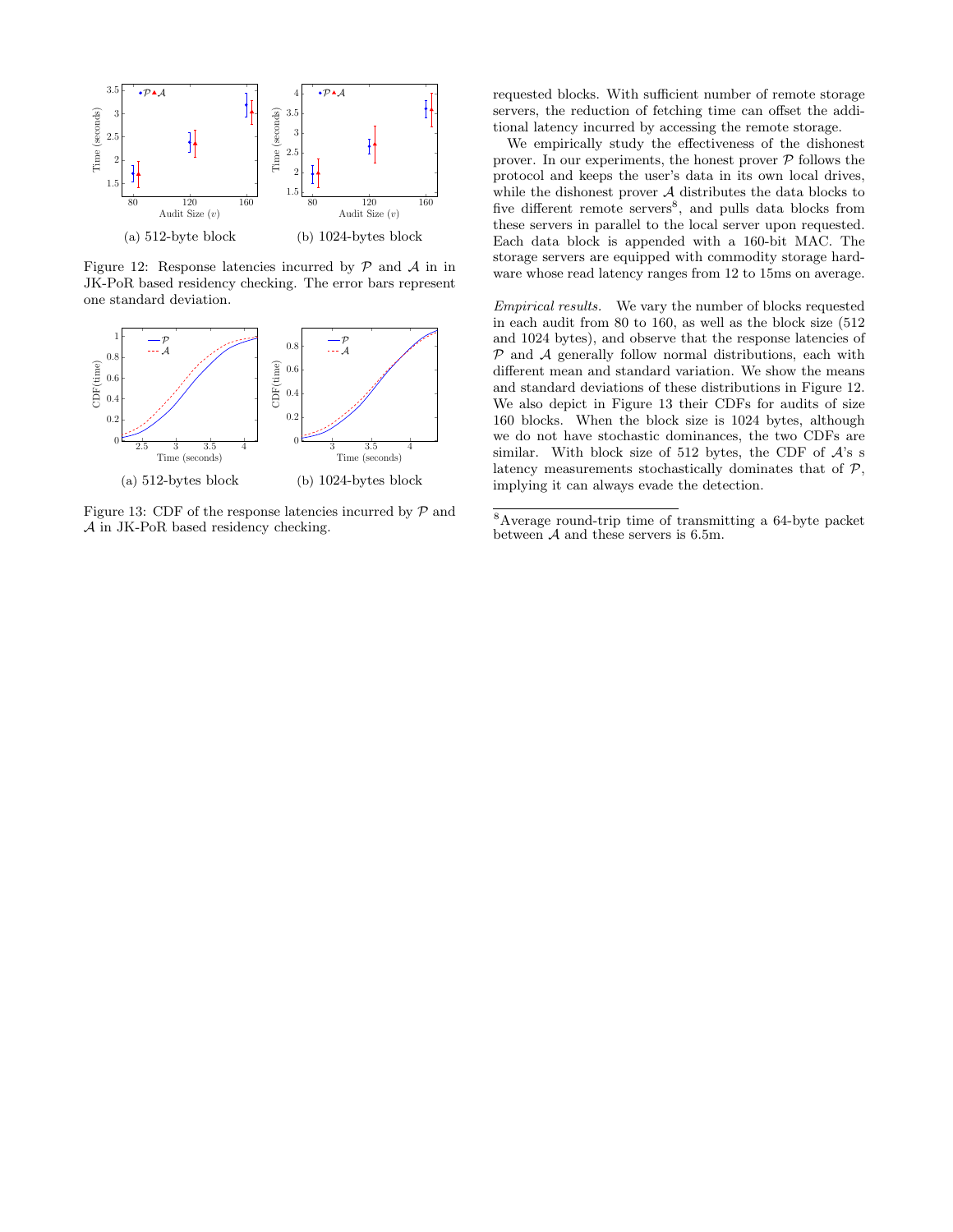3.5
3
2.5
2
1.5
Time (seconds)
80
120
160
Audit Size ($v$)
$\mathcal{P}$ $\mathcal{A}$

(a) 512-byte block

4
3.5
3
2.5
2
1.5
Time (seconds)
80
120
160
Audit Size ($v$)
$\mathcal{P}$ $\mathcal{A}$

(b) 1024-bytes block

Figure 12: Response latencies incurred by $\mathcal{P}$ and $\mathcal{A}$ in in JK-PoR based residency checking. The error bars represent one standard deviation.

1
0.8
0.6
0.4
0.2
0
CDF(time)
2.5
3
3.5
4
Time (seconds)
$\mathcal{P}$
$\mathcal{A}$

(a) 512-bytes block

0.8
0.6
0.4
0.2
0
CDF(time)
3
3.5
4
Time (seconds)
$\mathcal{P}$
$\mathcal{A}$

(b) 1024-bytes block

Figure 13: CDF of the response latencies incurred by $\mathcal{P}$ and $\mathcal{A}$ in JK-PoR based residency checking.

requested blocks. With sufficient number of remote storage servers, the reduction of fetching time can offset the additional latency incurred by accessing the remote storage.

We empirically study the effectiveness of the dishonest prover. In our experiments, the honest prover $\mathcal{P}$ follows the protocol and keeps the user's data in its own local drives, while the dishonest prover $\mathcal{A}$ distributes the data blocks to five different remote servers[8], and pulls data blocks from these servers in parallel to the local server upon requested. Each data block is appended with a 160-bit MAC. The storage servers are equipped with commodity storage hardware whose read latency ranges from 12 to 15ms on average.

*Empirical results.* We vary the number of blocks requested in each audit from 80 to 160, as well as the block size (512 and 1024 bytes), and observe that the response latencies of $\mathcal{P}$ and $\mathcal{A}$ generally follow normal distributions, each with different mean and standard variation. We show the means and standard deviations of these distributions in Figure 12. We also depict in Figure 13 their CDFs for audits of size 160 blocks. When the block size is 1024 bytes, although we do not have stochastic dominances, the two CDFs are similar. With block size of 512 bytes, the CDF of $\mathcal{A}$'s s latency measurements stochastically dominates that of $\mathcal{P}$, implying it can always evade the detection.

[8]Average round-trip time of transmitting a 64-byte packet between $\mathcal{A}$ and these servers is 6.5m.